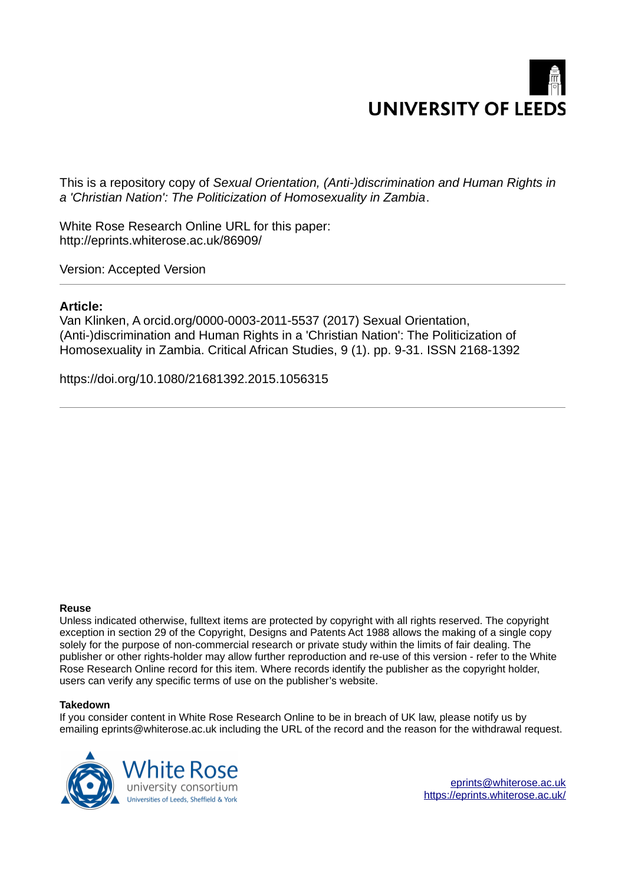UNIVERSITY OF LEEDS

This is a repository copy of *Sexual Orientation, (Anti-)discrimination and Human Rights in a 'Christian Nation': The Politicization of Homosexuality in Zambia*.

White Rose Research Online URL for this paper:
http://eprints.whiterose.ac.uk/86909/

Version: Accepted Version

**Article:**

Van Klinken, A orcid.org/0000-0003-2011-5537 (2017) Sexual Orientation, (Anti-)discrimination and Human Rights in a 'Christian Nation': The Politicization of Homosexuality in Zambia. Critical African Studies, 9 (1). pp. 9-31. ISSN 2168-1392

https://doi.org/10.1080/21681392.2015.1056315

**Reuse**

Unless indicated otherwise, fulltext items are protected by copyright with all rights reserved. The copyright exception in section 29 of the Copyright, Designs and Patents Act 1988 allows the making of a single copy solely for the purpose of non-commercial research or private study within the limits of fair dealing. The publisher or other rights-holder may allow further reproduction and re-use of this version - refer to the White Rose Research Online record for this item. Where records identify the publisher as the copyright holder, users can verify any specific terms of use on the publisher's website.

**Takedown**

If you consider content in White Rose Research Online to be in breach of UK law, please notify us by emailing eprints@whiterose.ac.uk including the URL of the record and the reason for the withdrawal request.

White Rose university consortium
Universities of Leeds, Sheffield & York

eprints@whiterose.ac.uk
https://eprints.whiterose.ac.uk/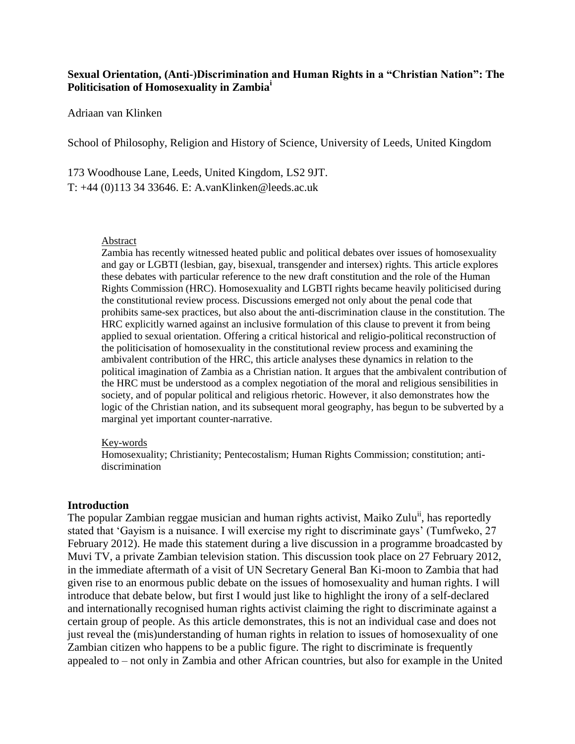**Sexual Orientation, (Anti-)Discrimination and Human Rights in a "Christian Nation": The Politicisation of Homosexuality in Zambia[i]**

Adriaan van Klinken

School of Philosophy, Religion and History of Science, University of Leeds, United Kingdom

173 Woodhouse Lane, Leeds, United Kingdom, LS2 9JT.
T: +44 (0)113 34 33646. E: A.vanKlinken@leeds.ac.uk

Abstract

Zambia has recently witnessed heated public and political debates over issues of homosexuality and gay or LGBTI (lesbian, gay, bisexual, transgender and intersex) rights. This article explores these debates with particular reference to the new draft constitution and the role of the Human Rights Commission (HRC). Homosexuality and LGBTI rights became heavily politicised during the constitutional review process. Discussions emerged not only about the penal code that prohibits same-sex practices, but also about the anti-discrimination clause in the constitution. The HRC explicitly warned against an inclusive formulation of this clause to prevent it from being applied to sexual orientation. Offering a critical historical and religio-political reconstruction of the politicisation of homosexuality in the constitutional review process and examining the ambivalent contribution of the HRC, this article analyses these dynamics in relation to the political imagination of Zambia as a Christian nation. It argues that the ambivalent contribution of the HRC must be understood as a complex negotiation of the moral and religious sensibilities in society, and of popular political and religious rhetoric. However, it also demonstrates how the logic of the Christian nation, and its subsequent moral geography, has begun to be subverted by a marginal yet important counter-narrative.

Key-words

Homosexuality; Christianity; Pentecostalism; Human Rights Commission; constitution; anti-discrimination

## Introduction

The popular Zambian reggae musician and human rights activist, Maiko Zulu[ii], has reportedly stated that 'Gayism is a nuisance. I will exercise my right to discriminate gays' (Tumfweko, 27 February 2012). He made this statement during a live discussion in a programme broadcasted by Muvi TV, a private Zambian television station. This discussion took place on 27 February 2012, in the immediate aftermath of a visit of UN Secretary General Ban Ki-moon to Zambia that had given rise to an enormous public debate on the issues of homosexuality and human rights. I will introduce that debate below, but first I would just like to highlight the irony of a self-declared and internationally recognised human rights activist claiming the right to discriminate against a certain group of people. As this article demonstrates, this is not an individual case and does not just reveal the (mis)understanding of human rights in relation to issues of homosexuality of one Zambian citizen who happens to be a public figure. The right to discriminate is frequently appealed to – not only in Zambia and other African countries, but also for example in the United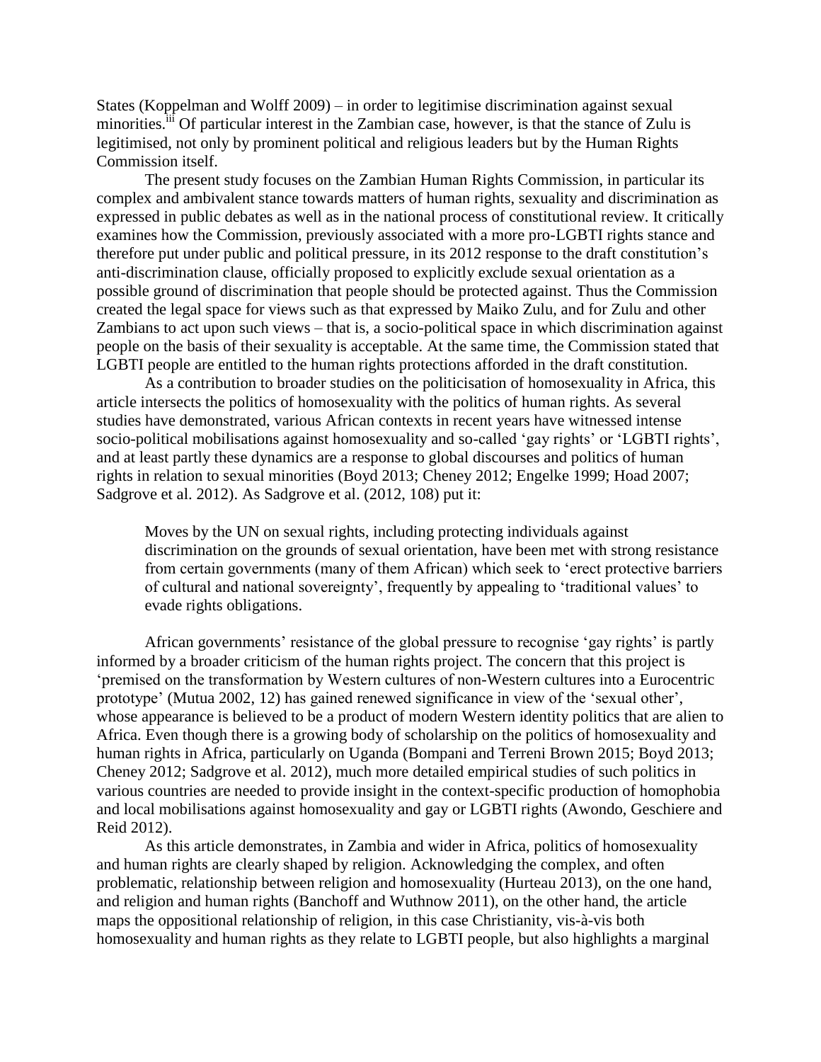States (Koppelman and Wolff 2009) – in order to legitimise discrimination against sexual minorities.[iii] Of particular interest in the Zambian case, however, is that the stance of Zulu is legitimised, not only by prominent political and religious leaders but by the Human Rights Commission itself.

The present study focuses on the Zambian Human Rights Commission, in particular its complex and ambivalent stance towards matters of human rights, sexuality and discrimination as expressed in public debates as well as in the national process of constitutional review. It critically examines how the Commission, previously associated with a more pro-LGBTI rights stance and therefore put under public and political pressure, in its 2012 response to the draft constitution's anti-discrimination clause, officially proposed to explicitly exclude sexual orientation as a possible ground of discrimination that people should be protected against. Thus the Commission created the legal space for views such as that expressed by Maiko Zulu, and for Zulu and other Zambians to act upon such views – that is, a socio-political space in which discrimination against people on the basis of their sexuality is acceptable. At the same time, the Commission stated that LGBTI people are entitled to the human rights protections afforded in the draft constitution.

As a contribution to broader studies on the politicisation of homosexuality in Africa, this article intersects the politics of homosexuality with the politics of human rights. As several studies have demonstrated, various African contexts in recent years have witnessed intense socio-political mobilisations against homosexuality and so-called 'gay rights' or 'LGBTI rights', and at least partly these dynamics are a response to global discourses and politics of human rights in relation to sexual minorities (Boyd 2013; Cheney 2012; Engelke 1999; Hoad 2007; Sadgrove et al. 2012). As Sadgrove et al. (2012, 108) put it:

> Moves by the UN on sexual rights, including protecting individuals against discrimination on the grounds of sexual orientation, have been met with strong resistance from certain governments (many of them African) which seek to 'erect protective barriers of cultural and national sovereignty', frequently by appealing to 'traditional values' to evade rights obligations.

African governments' resistance of the global pressure to recognise 'gay rights' is partly informed by a broader criticism of the human rights project. The concern that this project is 'premised on the transformation by Western cultures of non-Western cultures into a Eurocentric prototype' (Mutua 2002, 12) has gained renewed significance in view of the 'sexual other', whose appearance is believed to be a product of modern Western identity politics that are alien to Africa. Even though there is a growing body of scholarship on the politics of homosexuality and human rights in Africa, particularly on Uganda (Bompani and Terreni Brown 2015; Boyd 2013; Cheney 2012; Sadgrove et al. 2012), much more detailed empirical studies of such politics in various countries are needed to provide insight in the context-specific production of homophobia and local mobilisations against homosexuality and gay or LGBTI rights (Awondo, Geschiere and Reid 2012).

As this article demonstrates, in Zambia and wider in Africa, politics of homosexuality and human rights are clearly shaped by religion. Acknowledging the complex, and often problematic, relationship between religion and homosexuality (Hurteau 2013), on the one hand, and religion and human rights (Banchoff and Wuthnow 2011), on the other hand, the article maps the oppositional relationship of religion, in this case Christianity, vis-à-vis both homosexuality and human rights as they relate to LGBTI people, but also highlights a marginal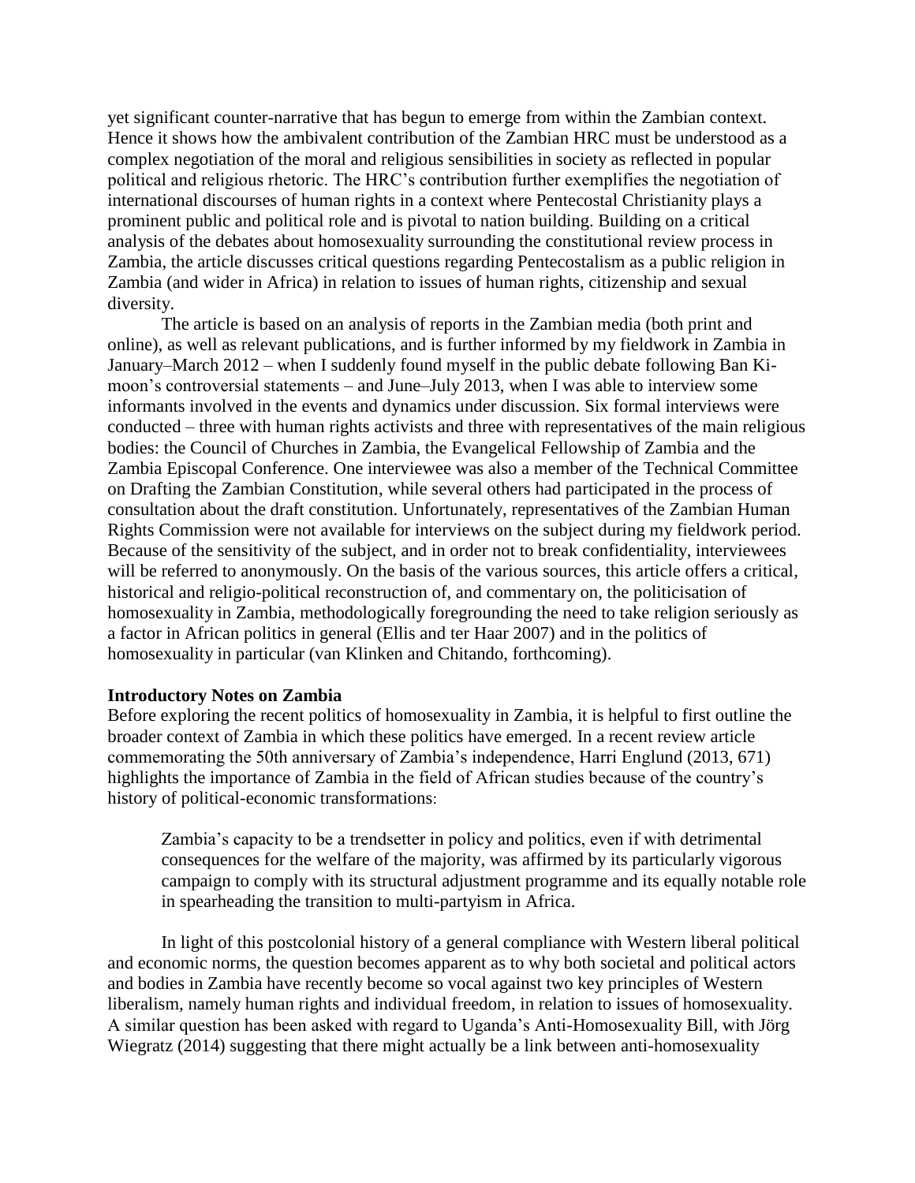yet significant counter-narrative that has begun to emerge from within the Zambian context. Hence it shows how the ambivalent contribution of the Zambian HRC must be understood as a complex negotiation of the moral and religious sensibilities in society as reflected in popular political and religious rhetoric. The HRC's contribution further exemplifies the negotiation of international discourses of human rights in a context where Pentecostal Christianity plays a prominent public and political role and is pivotal to nation building. Building on a critical analysis of the debates about homosexuality surrounding the constitutional review process in Zambia, the article discusses critical questions regarding Pentecostalism as a public religion in Zambia (and wider in Africa) in relation to issues of human rights, citizenship and sexual diversity.

The article is based on an analysis of reports in the Zambian media (both print and online), as well as relevant publications, and is further informed by my fieldwork in Zambia in January–March 2012 – when I suddenly found myself in the public debate following Ban Ki-moon's controversial statements – and June–July 2013, when I was able to interview some informants involved in the events and dynamics under discussion. Six formal interviews were conducted – three with human rights activists and three with representatives of the main religious bodies: the Council of Churches in Zambia, the Evangelical Fellowship of Zambia and the Zambia Episcopal Conference. One interviewee was also a member of the Technical Committee on Drafting the Zambian Constitution, while several others had participated in the process of consultation about the draft constitution. Unfortunately, representatives of the Zambian Human Rights Commission were not available for interviews on the subject during my fieldwork period. Because of the sensitivity of the subject, and in order not to break confidentiality, interviewees will be referred to anonymously. On the basis of the various sources, this article offers a critical, historical and religio-political reconstruction of, and commentary on, the politicisation of homosexuality in Zambia, methodologically foregrounding the need to take religion seriously as a factor in African politics in general (Ellis and ter Haar 2007) and in the politics of homosexuality in particular (van Klinken and Chitando, forthcoming).

**Introductory Notes on Zambia**

Before exploring the recent politics of homosexuality in Zambia, it is helpful to first outline the broader context of Zambia in which these politics have emerged. In a recent review article commemorating the 50th anniversary of Zambia's independence, Harri Englund (2013, 671) highlights the importance of Zambia in the field of African studies because of the country's history of political-economic transformations:

> Zambia's capacity to be a trendsetter in policy and politics, even if with detrimental consequences for the welfare of the majority, was affirmed by its particularly vigorous campaign to comply with its structural adjustment programme and its equally notable role in spearheading the transition to multi-partyism in Africa.

In light of this postcolonial history of a general compliance with Western liberal political and economic norms, the question becomes apparent as to why both societal and political actors and bodies in Zambia have recently become so vocal against two key principles of Western liberalism, namely human rights and individual freedom, in relation to issues of homosexuality. A similar question has been asked with regard to Uganda's Anti-Homosexuality Bill, with Jörg Wiegratz (2014) suggesting that there might actually be a link between anti-homosexuality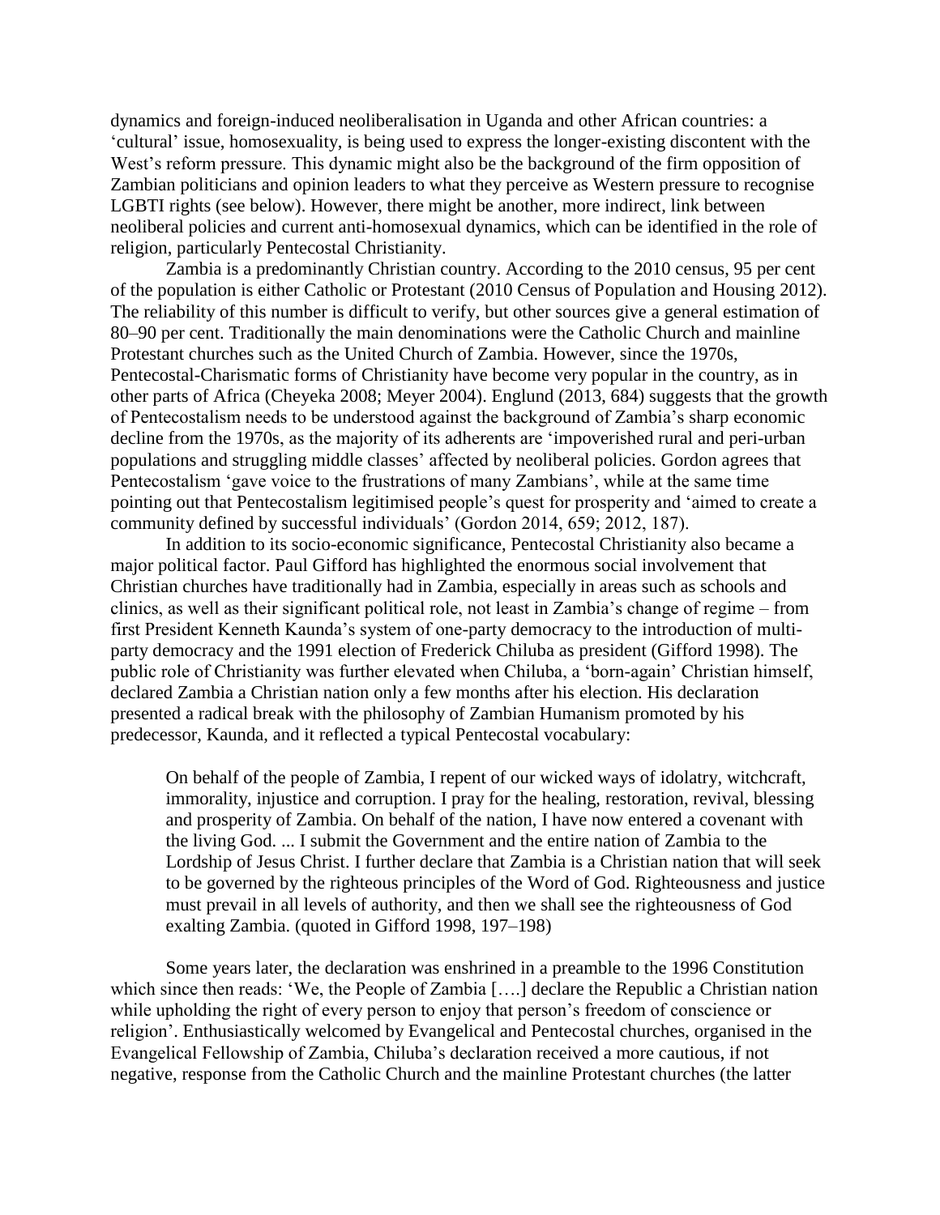dynamics and foreign-induced neoliberalisation in Uganda and other African countries: a 'cultural' issue, homosexuality, is being used to express the longer-existing discontent with the West's reform pressure. This dynamic might also be the background of the firm opposition of Zambian politicians and opinion leaders to what they perceive as Western pressure to recognise LGBTI rights (see below). However, there might be another, more indirect, link between neoliberal policies and current anti-homosexual dynamics, which can be identified in the role of religion, particularly Pentecostal Christianity.

Zambia is a predominantly Christian country. According to the 2010 census, 95 per cent of the population is either Catholic or Protestant (2010 Census of Population and Housing 2012). The reliability of this number is difficult to verify, but other sources give a general estimation of 80–90 per cent. Traditionally the main denominations were the Catholic Church and mainline Protestant churches such as the United Church of Zambia. However, since the 1970s, Pentecostal-Charismatic forms of Christianity have become very popular in the country, as in other parts of Africa (Cheyeka 2008; Meyer 2004). Englund (2013, 684) suggests that the growth of Pentecostalism needs to be understood against the background of Zambia's sharp economic decline from the 1970s, as the majority of its adherents are 'impoverished rural and peri-urban populations and struggling middle classes' affected by neoliberal policies. Gordon agrees that Pentecostalism 'gave voice to the frustrations of many Zambians', while at the same time pointing out that Pentecostalism legitimised people's quest for prosperity and 'aimed to create a community defined by successful individuals' (Gordon 2014, 659; 2012, 187).

In addition to its socio-economic significance, Pentecostal Christianity also became a major political factor. Paul Gifford has highlighted the enormous social involvement that Christian churches have traditionally had in Zambia, especially in areas such as schools and clinics, as well as their significant political role, not least in Zambia's change of regime – from first President Kenneth Kaunda's system of one-party democracy to the introduction of multi-party democracy and the 1991 election of Frederick Chiluba as president (Gifford 1998). The public role of Christianity was further elevated when Chiluba, a 'born-again' Christian himself, declared Zambia a Christian nation only a few months after his election. His declaration presented a radical break with the philosophy of Zambian Humanism promoted by his predecessor, Kaunda, and it reflected a typical Pentecostal vocabulary:

> On behalf of the people of Zambia, I repent of our wicked ways of idolatry, witchcraft, immorality, injustice and corruption. I pray for the healing, restoration, revival, blessing and prosperity of Zambia. On behalf of the nation, I have now entered a covenant with the living God. ... I submit the Government and the entire nation of Zambia to the Lordship of Jesus Christ. I further declare that Zambia is a Christian nation that will seek to be governed by the righteous principles of the Word of God. Righteousness and justice must prevail in all levels of authority, and then we shall see the righteousness of God exalting Zambia. (quoted in Gifford 1998, 197–198)

Some years later, the declaration was enshrined in a preamble to the 1996 Constitution which since then reads: 'We, the People of Zambia [….] declare the Republic a Christian nation while upholding the right of every person to enjoy that person's freedom of conscience or religion'. Enthusiastically welcomed by Evangelical and Pentecostal churches, organised in the Evangelical Fellowship of Zambia, Chiluba's declaration received a more cautious, if not negative, response from the Catholic Church and the mainline Protestant churches (the latter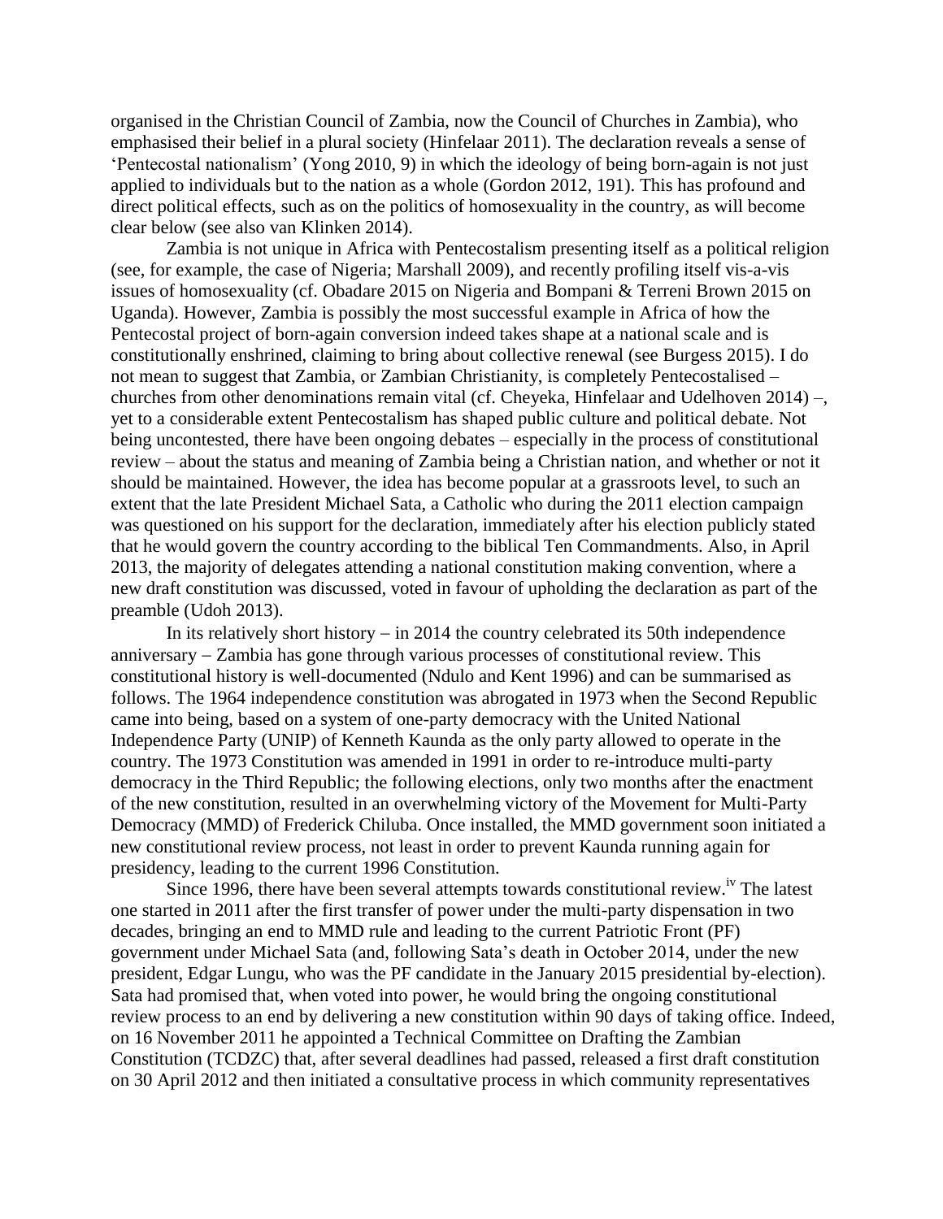organised in the Christian Council of Zambia, now the Council of Churches in Zambia), who emphasised their belief in a plural society (Hinfelaar 2011). The declaration reveals a sense of 'Pentecostal nationalism' (Yong 2010, 9) in which the ideology of being born-again is not just applied to individuals but to the nation as a whole (Gordon 2012, 191). This has profound and direct political effects, such as on the politics of homosexuality in the country, as will become clear below (see also van Klinken 2014).

Zambia is not unique in Africa with Pentecostalism presenting itself as a political religion (see, for example, the case of Nigeria; Marshall 2009), and recently profiling itself vis-a-vis issues of homosexuality (cf. Obadare 2015 on Nigeria and Bompani & Terreni Brown 2015 on Uganda). However, Zambia is possibly the most successful example in Africa of how the Pentecostal project of born-again conversion indeed takes shape at a national scale and is constitutionally enshrined, claiming to bring about collective renewal (see Burgess 2015). I do not mean to suggest that Zambia, or Zambian Christianity, is completely Pentecostalised – churches from other denominations remain vital (cf. Cheyeka, Hinfelaar and Udelhoven 2014) –, yet to a considerable extent Pentecostalism has shaped public culture and political debate. Not being uncontested, there have been ongoing debates – especially in the process of constitutional review – about the status and meaning of Zambia being a Christian nation, and whether or not it should be maintained. However, the idea has become popular at a grassroots level, to such an extent that the late President Michael Sata, a Catholic who during the 2011 election campaign was questioned on his support for the declaration, immediately after his election publicly stated that he would govern the country according to the biblical Ten Commandments. Also, in April 2013, the majority of delegates attending a national constitution making convention, where a new draft constitution was discussed, voted in favour of upholding the declaration as part of the preamble (Udoh 2013).

In its relatively short history – in 2014 the country celebrated its 50th independence anniversary – Zambia has gone through various processes of constitutional review. This constitutional history is well-documented (Ndulo and Kent 1996) and can be summarised as follows. The 1964 independence constitution was abrogated in 1973 when the Second Republic came into being, based on a system of one-party democracy with the United National Independence Party (UNIP) of Kenneth Kaunda as the only party allowed to operate in the country. The 1973 Constitution was amended in 1991 in order to re-introduce multi-party democracy in the Third Republic; the following elections, only two months after the enactment of the new constitution, resulted in an overwhelming victory of the Movement for Multi-Party Democracy (MMD) of Frederick Chiluba. Once installed, the MMD government soon initiated a new constitutional review process, not least in order to prevent Kaunda running again for presidency, leading to the current 1996 Constitution.

Since 1996, there have been several attempts towards constitutional review.[iv] The latest one started in 2011 after the first transfer of power under the multi-party dispensation in two decades, bringing an end to MMD rule and leading to the current Patriotic Front (PF) government under Michael Sata (and, following Sata's death in October 2014, under the new president, Edgar Lungu, who was the PF candidate in the January 2015 presidential by-election). Sata had promised that, when voted into power, he would bring the ongoing constitutional review process to an end by delivering a new constitution within 90 days of taking office. Indeed, on 16 November 2011 he appointed a Technical Committee on Drafting the Zambian Constitution (TCDZC) that, after several deadlines had passed, released a first draft constitution on 30 April 2012 and then initiated a consultative process in which community representatives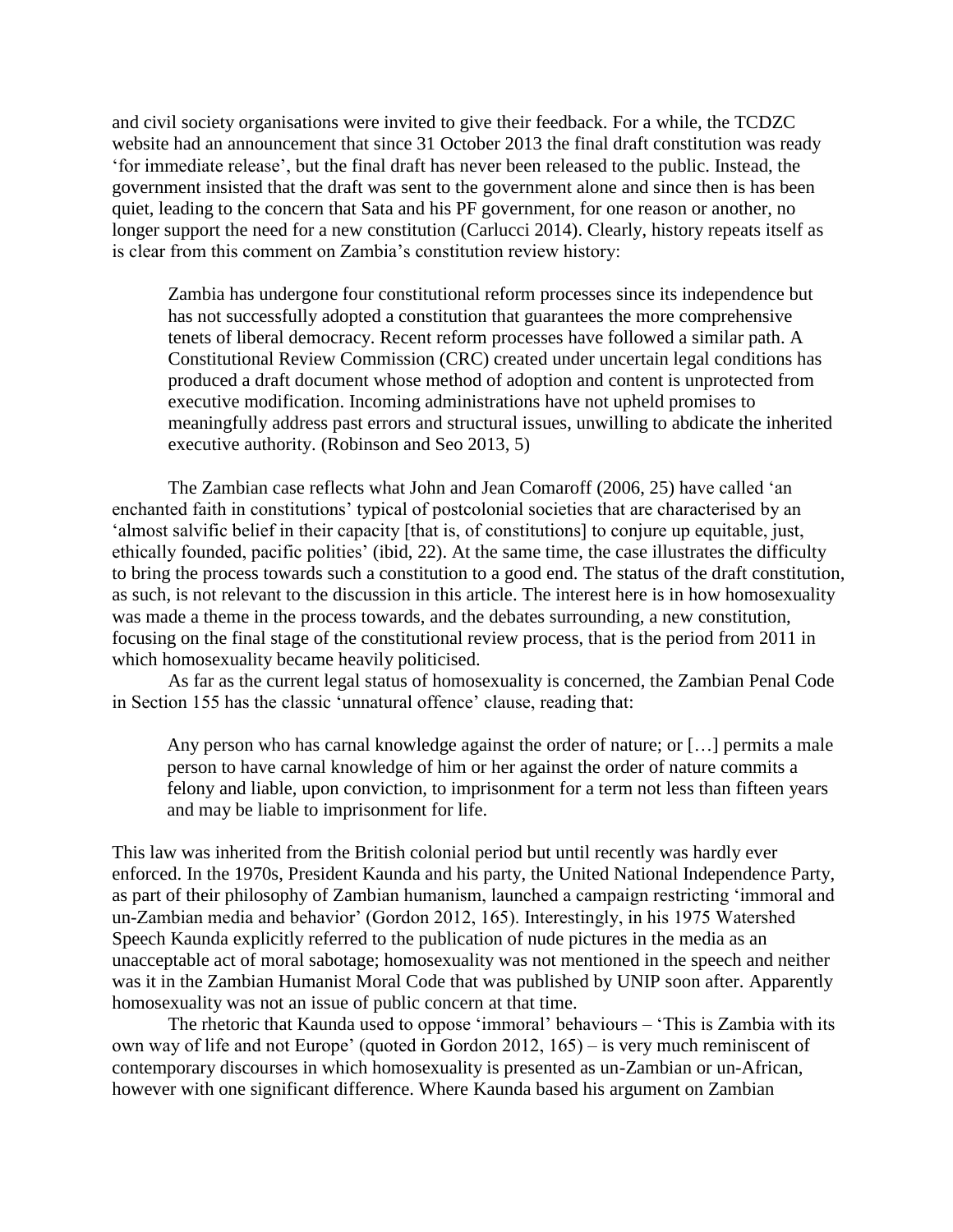and civil society organisations were invited to give their feedback. For a while, the TCDZC website had an announcement that since 31 October 2013 the final draft constitution was ready 'for immediate release', but the final draft has never been released to the public. Instead, the government insisted that the draft was sent to the government alone and since then is has been quiet, leading to the concern that Sata and his PF government, for one reason or another, no longer support the need for a new constitution (Carlucci 2014). Clearly, history repeats itself as is clear from this comment on Zambia's constitution review history:

> Zambia has undergone four constitutional reform processes since its independence but has not successfully adopted a constitution that guarantees the more comprehensive tenets of liberal democracy. Recent reform processes have followed a similar path. A Constitutional Review Commission (CRC) created under uncertain legal conditions has produced a draft document whose method of adoption and content is unprotected from executive modification. Incoming administrations have not upheld promises to meaningfully address past errors and structural issues, unwilling to abdicate the inherited executive authority. (Robinson and Seo 2013, 5)

The Zambian case reflects what John and Jean Comaroff (2006, 25) have called 'an enchanted faith in constitutions' typical of postcolonial societies that are characterised by an 'almost salvific belief in their capacity [that is, of constitutions] to conjure up equitable, just, ethically founded, pacific polities' (ibid, 22). At the same time, the case illustrates the difficulty to bring the process towards such a constitution to a good end. The status of the draft constitution, as such, is not relevant to the discussion in this article. The interest here is in how homosexuality was made a theme in the process towards, and the debates surrounding, a new constitution, focusing on the final stage of the constitutional review process, that is the period from 2011 in which homosexuality became heavily politicised.

As far as the current legal status of homosexuality is concerned, the Zambian Penal Code in Section 155 has the classic 'unnatural offence' clause, reading that:

> Any person who has carnal knowledge against the order of nature; or […] permits a male person to have carnal knowledge of him or her against the order of nature commits a felony and liable, upon conviction, to imprisonment for a term not less than fifteen years and may be liable to imprisonment for life.

This law was inherited from the British colonial period but until recently was hardly ever enforced. In the 1970s, President Kaunda and his party, the United National Independence Party, as part of their philosophy of Zambian humanism, launched a campaign restricting 'immoral and un-Zambian media and behavior' (Gordon 2012, 165). Interestingly, in his 1975 Watershed Speech Kaunda explicitly referred to the publication of nude pictures in the media as an unacceptable act of moral sabotage; homosexuality was not mentioned in the speech and neither was it in the Zambian Humanist Moral Code that was published by UNIP soon after. Apparently homosexuality was not an issue of public concern at that time.

The rhetoric that Kaunda used to oppose 'immoral' behaviours – 'This is Zambia with its own way of life and not Europe' (quoted in Gordon 2012, 165) – is very much reminiscent of contemporary discourses in which homosexuality is presented as un-Zambian or un-African, however with one significant difference. Where Kaunda based his argument on Zambian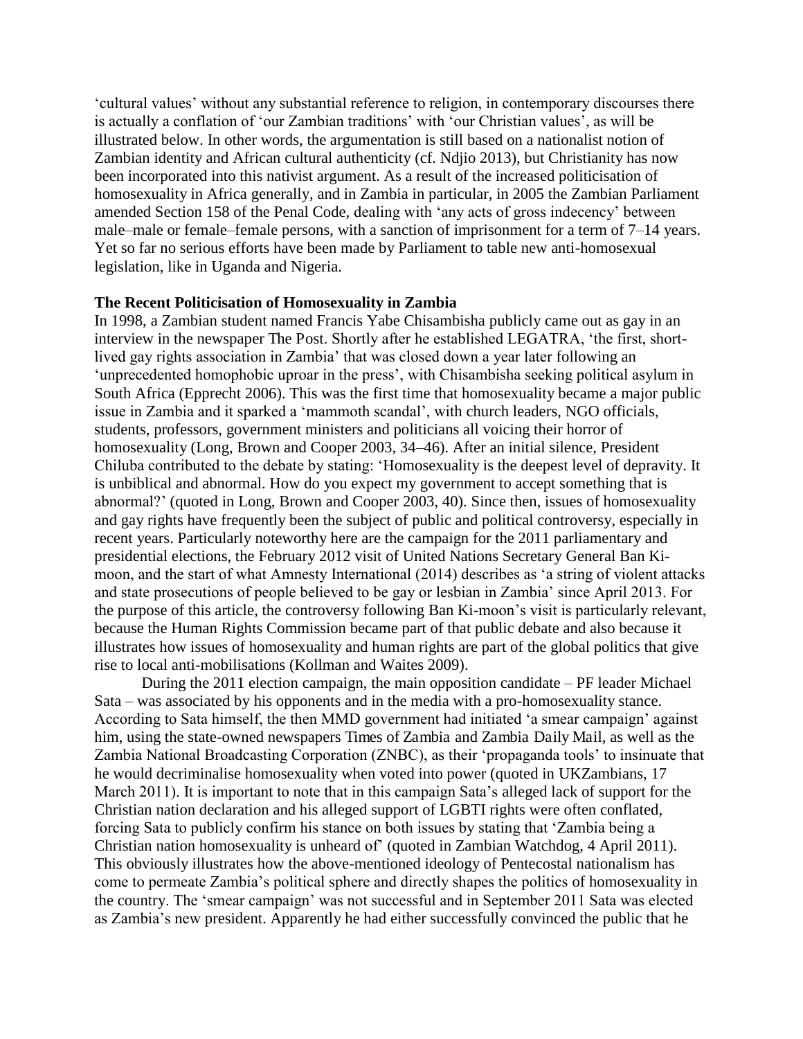'cultural values' without any substantial reference to religion, in contemporary discourses there is actually a conflation of 'our Zambian traditions' with 'our Christian values', as will be illustrated below. In other words, the argumentation is still based on a nationalist notion of Zambian identity and African cultural authenticity (cf. Ndjio 2013), but Christianity has now been incorporated into this nativist argument. As a result of the increased politicisation of homosexuality in Africa generally, and in Zambia in particular, in 2005 the Zambian Parliament amended Section 158 of the Penal Code, dealing with 'any acts of gross indecency' between male–male or female–female persons, with a sanction of imprisonment for a term of 7–14 years. Yet so far no serious efforts have been made by Parliament to table new anti-homosexual legislation, like in Uganda and Nigeria.

**The Recent Politicisation of Homosexuality in Zambia**

In 1998, a Zambian student named Francis Yabe Chisambisha publicly came out as gay in an interview in the newspaper The Post. Shortly after he established LEGATRA, 'the first, short-lived gay rights association in Zambia' that was closed down a year later following an 'unprecedented homophobic uproar in the press', with Chisambisha seeking political asylum in South Africa (Epprecht 2006). This was the first time that homosexuality became a major public issue in Zambia and it sparked a 'mammoth scandal', with church leaders, NGO officials, students, professors, government ministers and politicians all voicing their horror of homosexuality (Long, Brown and Cooper 2003, 34–46). After an initial silence, President Chiluba contributed to the debate by stating: 'Homosexuality is the deepest level of depravity. It is unbiblical and abnormal. How do you expect my government to accept something that is abnormal?' (quoted in Long, Brown and Cooper 2003, 40). Since then, issues of homosexuality and gay rights have frequently been the subject of public and political controversy, especially in recent years. Particularly noteworthy here are the campaign for the 2011 parliamentary and presidential elections, the February 2012 visit of United Nations Secretary General Ban Ki-moon, and the start of what Amnesty International (2014) describes as 'a string of violent attacks and state prosecutions of people believed to be gay or lesbian in Zambia' since April 2013. For the purpose of this article, the controversy following Ban Ki-moon's visit is particularly relevant, because the Human Rights Commission became part of that public debate and also because it illustrates how issues of homosexuality and human rights are part of the global politics that give rise to local anti-mobilisations (Kollman and Waites 2009).

During the 2011 election campaign, the main opposition candidate – PF leader Michael Sata – was associated by his opponents and in the media with a pro-homosexuality stance. According to Sata himself, the then MMD government had initiated 'a smear campaign' against him, using the state-owned newspapers Times of Zambia and Zambia Daily Mail, as well as the Zambia National Broadcasting Corporation (ZNBC), as their 'propaganda tools' to insinuate that he would decriminalise homosexuality when voted into power (quoted in UKZambians, 17 March 2011). It is important to note that in this campaign Sata's alleged lack of support for the Christian nation declaration and his alleged support of LGBTI rights were often conflated, forcing Sata to publicly confirm his stance on both issues by stating that 'Zambia being a Christian nation homosexuality is unheard of' (quoted in Zambian Watchdog, 4 April 2011). This obviously illustrates how the above-mentioned ideology of Pentecostal nationalism has come to permeate Zambia's political sphere and directly shapes the politics of homosexuality in the country. The 'smear campaign' was not successful and in September 2011 Sata was elected as Zambia's new president. Apparently he had either successfully convinced the public that he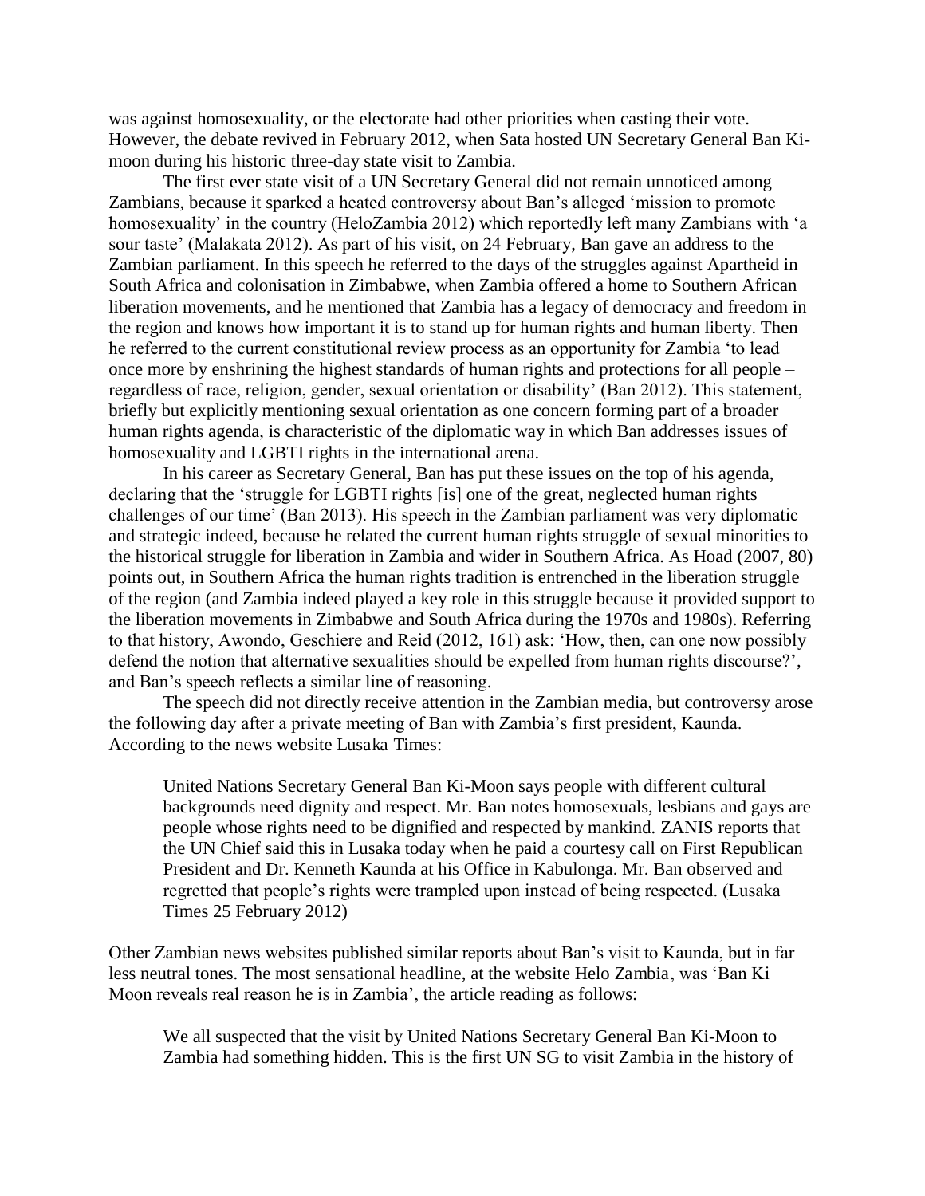was against homosexuality, or the electorate had other priorities when casting their vote. However, the debate revived in February 2012, when Sata hosted UN Secretary General Ban Ki-moon during his historic three-day state visit to Zambia.

The first ever state visit of a UN Secretary General did not remain unnoticed among Zambians, because it sparked a heated controversy about Ban's alleged 'mission to promote homosexuality' in the country (HeloZambia 2012) which reportedly left many Zambians with 'a sour taste' (Malakata 2012). As part of his visit, on 24 February, Ban gave an address to the Zambian parliament. In this speech he referred to the days of the struggles against Apartheid in South Africa and colonisation in Zimbabwe, when Zambia offered a home to Southern African liberation movements, and he mentioned that Zambia has a legacy of democracy and freedom in the region and knows how important it is to stand up for human rights and human liberty. Then he referred to the current constitutional review process as an opportunity for Zambia 'to lead once more by enshrining the highest standards of human rights and protections for all people – regardless of race, religion, gender, sexual orientation or disability' (Ban 2012). This statement, briefly but explicitly mentioning sexual orientation as one concern forming part of a broader human rights agenda, is characteristic of the diplomatic way in which Ban addresses issues of homosexuality and LGBTI rights in the international arena.

In his career as Secretary General, Ban has put these issues on the top of his agenda, declaring that the 'struggle for LGBTI rights [is] one of the great, neglected human rights challenges of our time' (Ban 2013). His speech in the Zambian parliament was very diplomatic and strategic indeed, because he related the current human rights struggle of sexual minorities to the historical struggle for liberation in Zambia and wider in Southern Africa. As Hoad (2007, 80) points out, in Southern Africa the human rights tradition is entrenched in the liberation struggle of the region (and Zambia indeed played a key role in this struggle because it provided support to the liberation movements in Zimbabwe and South Africa during the 1970s and 1980s). Referring to that history, Awondo, Geschiere and Reid (2012, 161) ask: 'How, then, can one now possibly defend the notion that alternative sexualities should be expelled from human rights discourse?', and Ban's speech reflects a similar line of reasoning.

The speech did not directly receive attention in the Zambian media, but controversy arose the following day after a private meeting of Ban with Zambia's first president, Kaunda. According to the news website Lusaka Times:

> United Nations Secretary General Ban Ki-Moon says people with different cultural backgrounds need dignity and respect. Mr. Ban notes homosexuals, lesbians and gays are people whose rights need to be dignified and respected by mankind. ZANIS reports that the UN Chief said this in Lusaka today when he paid a courtesy call on First Republican President and Dr. Kenneth Kaunda at his Office in Kabulonga. Mr. Ban observed and regretted that people's rights were trampled upon instead of being respected. (Lusaka Times 25 February 2012)

Other Zambian news websites published similar reports about Ban's visit to Kaunda, but in far less neutral tones. The most sensational headline, at the website Helo Zambia, was 'Ban Ki Moon reveals real reason he is in Zambia', the article reading as follows:

> We all suspected that the visit by United Nations Secretary General Ban Ki-Moon to Zambia had something hidden. This is the first UN SG to visit Zambia in the history of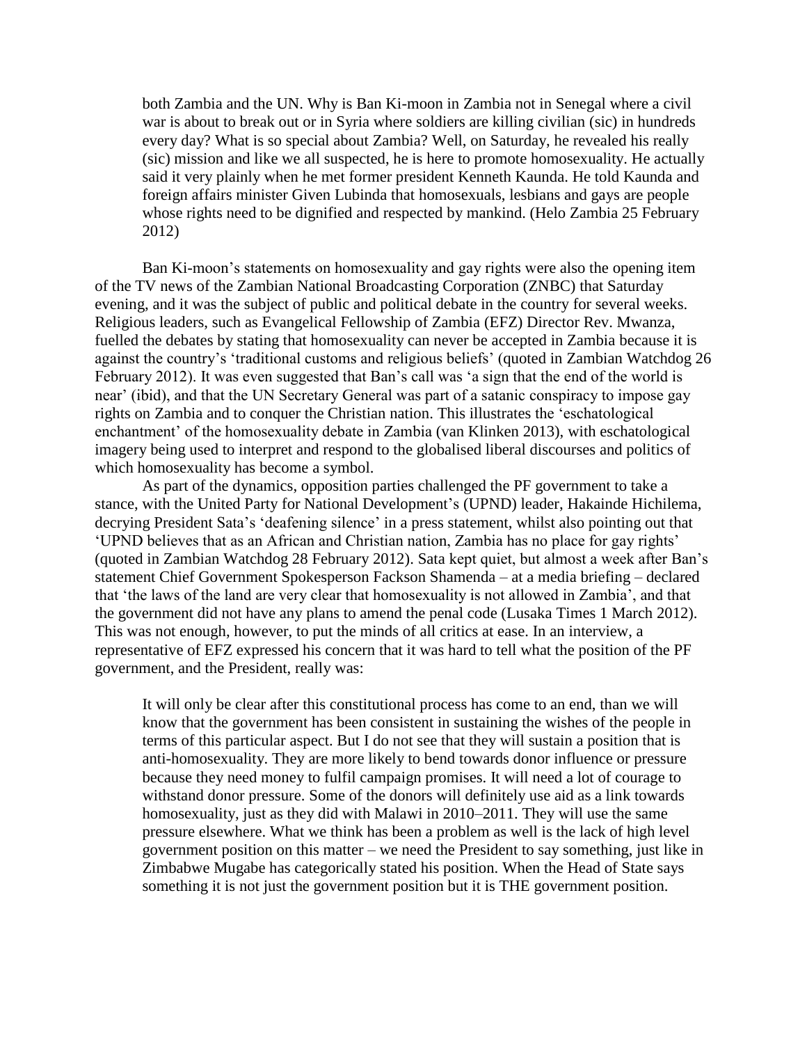> both Zambia and the UN. Why is Ban Ki-moon in Zambia not in Senegal where a civil war is about to break out or in Syria where soldiers are killing civilian (sic) in hundreds every day? What is so special about Zambia? Well, on Saturday, he revealed his really (sic) mission and like we all suspected, he is here to promote homosexuality. He actually said it very plainly when he met former president Kenneth Kaunda. He told Kaunda and foreign affairs minister Given Lubinda that homosexuals, lesbians and gays are people whose rights need to be dignified and respected by mankind. (Helo Zambia 25 February 2012)

Ban Ki-moon's statements on homosexuality and gay rights were also the opening item of the TV news of the Zambian National Broadcasting Corporation (ZNBC) that Saturday evening, and it was the subject of public and political debate in the country for several weeks. Religious leaders, such as Evangelical Fellowship of Zambia (EFZ) Director Rev. Mwanza, fuelled the debates by stating that homosexuality can never be accepted in Zambia because it is against the country's 'traditional customs and religious beliefs' (quoted in Zambian Watchdog 26 February 2012). It was even suggested that Ban's call was 'a sign that the end of the world is near' (ibid), and that the UN Secretary General was part of a satanic conspiracy to impose gay rights on Zambia and to conquer the Christian nation. This illustrates the 'eschatological enchantment' of the homosexuality debate in Zambia (van Klinken 2013), with eschatological imagery being used to interpret and respond to the globalised liberal discourses and politics of which homosexuality has become a symbol.

As part of the dynamics, opposition parties challenged the PF government to take a stance, with the United Party for National Development's (UPND) leader, Hakainde Hichilema, decrying President Sata's 'deafening silence' in a press statement, whilst also pointing out that 'UPND believes that as an African and Christian nation, Zambia has no place for gay rights' (quoted in Zambian Watchdog 28 February 2012). Sata kept quiet, but almost a week after Ban's statement Chief Government Spokesperson Fackson Shamenda – at a media briefing – declared that 'the laws of the land are very clear that homosexuality is not allowed in Zambia', and that the government did not have any plans to amend the penal code (Lusaka Times 1 March 2012). This was not enough, however, to put the minds of all critics at ease. In an interview, a representative of EFZ expressed his concern that it was hard to tell what the position of the PF government, and the President, really was:

> It will only be clear after this constitutional process has come to an end, than we will know that the government has been consistent in sustaining the wishes of the people in terms of this particular aspect. But I do not see that they will sustain a position that is anti-homosexuality. They are more likely to bend towards donor influence or pressure because they need money to fulfil campaign promises. It will need a lot of courage to withstand donor pressure. Some of the donors will definitely use aid as a link towards homosexuality, just as they did with Malawi in 2010–2011. They will use the same pressure elsewhere. What we think has been a problem as well is the lack of high level government position on this matter – we need the President to say something, just like in Zimbabwe Mugabe has categorically stated his position. When the Head of State says something it is not just the government position but it is THE government position.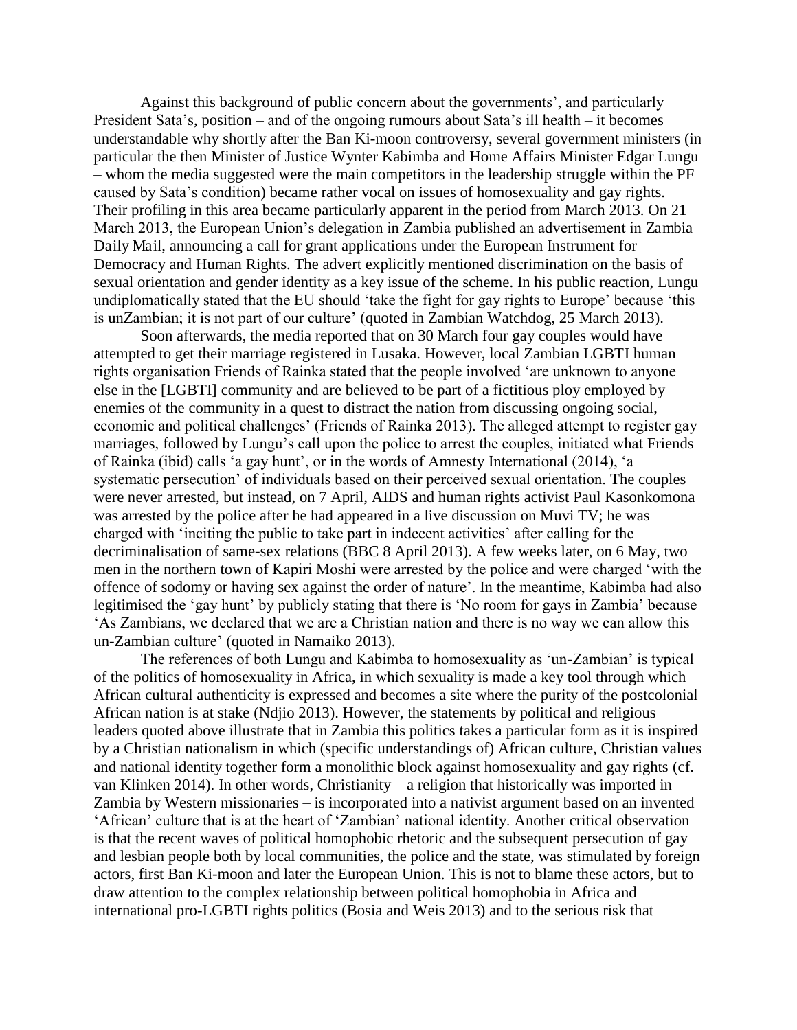Against this background of public concern about the governments', and particularly President Sata's, position – and of the ongoing rumours about Sata's ill health – it becomes understandable why shortly after the Ban Ki-moon controversy, several government ministers (in particular the then Minister of Justice Wynter Kabimba and Home Affairs Minister Edgar Lungu – whom the media suggested were the main competitors in the leadership struggle within the PF caused by Sata's condition) became rather vocal on issues of homosexuality and gay rights. Their profiling in this area became particularly apparent in the period from March 2013. On 21 March 2013, the European Union's delegation in Zambia published an advertisement in Zambia Daily Mail, announcing a call for grant applications under the European Instrument for Democracy and Human Rights. The advert explicitly mentioned discrimination on the basis of sexual orientation and gender identity as a key issue of the scheme. In his public reaction, Lungu undiplomatically stated that the EU should 'take the fight for gay rights to Europe' because 'this is unZambian; it is not part of our culture' (quoted in Zambian Watchdog, 25 March 2013).

Soon afterwards, the media reported that on 30 March four gay couples would have attempted to get their marriage registered in Lusaka. However, local Zambian LGBTI human rights organisation Friends of Rainka stated that the people involved 'are unknown to anyone else in the [LGBTI] community and are believed to be part of a fictitious ploy employed by enemies of the community in a quest to distract the nation from discussing ongoing social, economic and political challenges' (Friends of Rainka 2013). The alleged attempt to register gay marriages, followed by Lungu's call upon the police to arrest the couples, initiated what Friends of Rainka (ibid) calls 'a gay hunt', or in the words of Amnesty International (2014), 'a systematic persecution' of individuals based on their perceived sexual orientation. The couples were never arrested, but instead, on 7 April, AIDS and human rights activist Paul Kasonkomona was arrested by the police after he had appeared in a live discussion on Muvi TV; he was charged with 'inciting the public to take part in indecent activities' after calling for the decriminalisation of same-sex relations (BBC 8 April 2013). A few weeks later, on 6 May, two men in the northern town of Kapiri Moshi were arrested by the police and were charged 'with the offence of sodomy or having sex against the order of nature'. In the meantime, Kabimba had also legitimised the 'gay hunt' by publicly stating that there is 'No room for gays in Zambia' because 'As Zambians, we declared that we are a Christian nation and there is no way we can allow this un-Zambian culture' (quoted in Namaiko 2013).

The references of both Lungu and Kabimba to homosexuality as 'un-Zambian' is typical of the politics of homosexuality in Africa, in which sexuality is made a key tool through which African cultural authenticity is expressed and becomes a site where the purity of the postcolonial African nation is at stake (Ndjio 2013). However, the statements by political and religious leaders quoted above illustrate that in Zambia this politics takes a particular form as it is inspired by a Christian nationalism in which (specific understandings of) African culture, Christian values and national identity together form a monolithic block against homosexuality and gay rights (cf. van Klinken 2014). In other words, Christianity – a religion that historically was imported in Zambia by Western missionaries – is incorporated into a nativist argument based on an invented 'African' culture that is at the heart of 'Zambian' national identity. Another critical observation is that the recent waves of political homophobic rhetoric and the subsequent persecution of gay and lesbian people both by local communities, the police and the state, was stimulated by foreign actors, first Ban Ki-moon and later the European Union. This is not to blame these actors, but to draw attention to the complex relationship between political homophobia in Africa and international pro-LGBTI rights politics (Bosia and Weis 2013) and to the serious risk that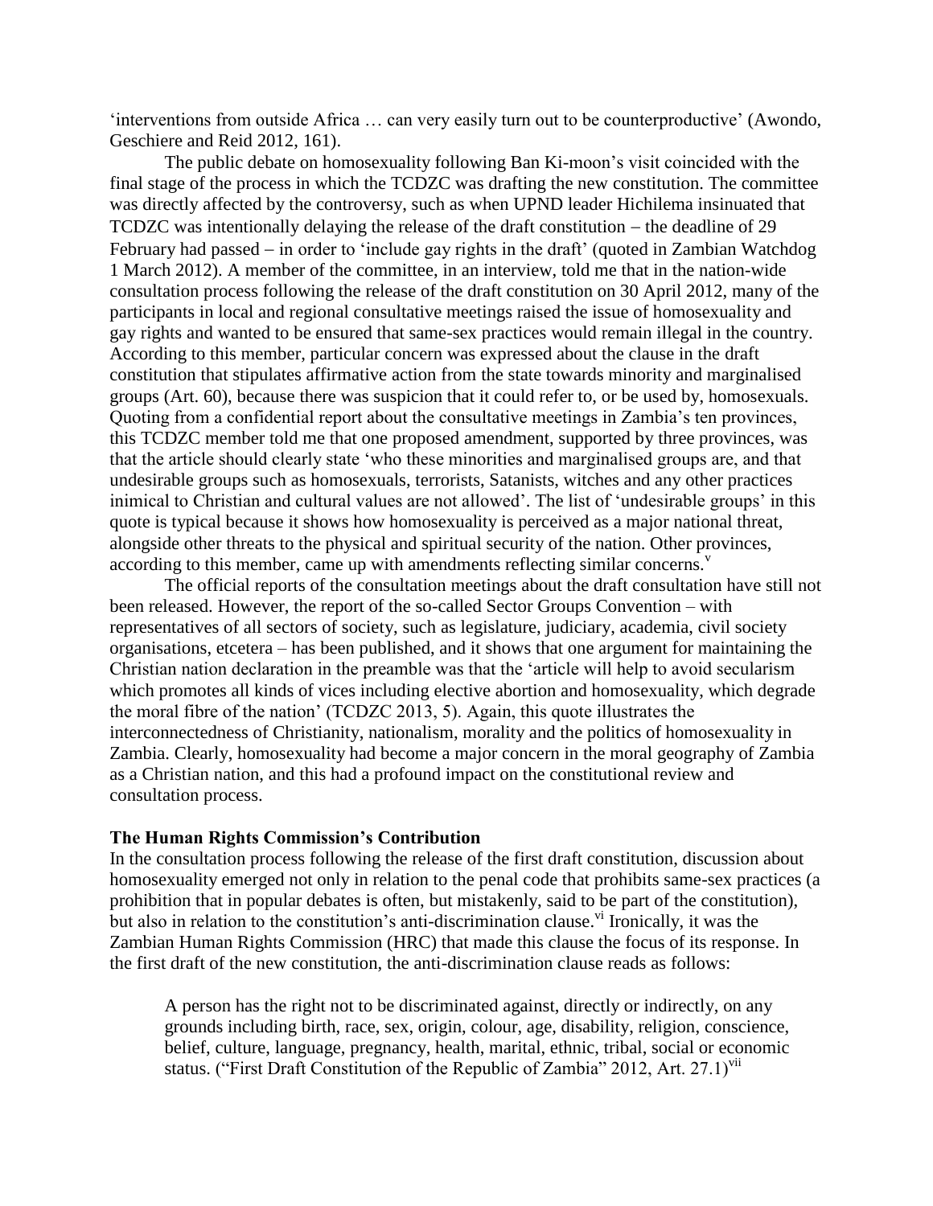'interventions from outside Africa … can very easily turn out to be counterproductive' (Awondo, Geschiere and Reid 2012, 161).

The public debate on homosexuality following Ban Ki-moon's visit coincided with the final stage of the process in which the TCDZC was drafting the new constitution. The committee was directly affected by the controversy, such as when UPND leader Hichilema insinuated that TCDZC was intentionally delaying the release of the draft constitution – the deadline of 29 February had passed – in order to 'include gay rights in the draft' (quoted in Zambian Watchdog 1 March 2012). A member of the committee, in an interview, told me that in the nation-wide consultation process following the release of the draft constitution on 30 April 2012, many of the participants in local and regional consultative meetings raised the issue of homosexuality and gay rights and wanted to be ensured that same-sex practices would remain illegal in the country. According to this member, particular concern was expressed about the clause in the draft constitution that stipulates affirmative action from the state towards minority and marginalised groups (Art. 60), because there was suspicion that it could refer to, or be used by, homosexuals. Quoting from a confidential report about the consultative meetings in Zambia's ten provinces, this TCDZC member told me that one proposed amendment, supported by three provinces, was that the article should clearly state 'who these minorities and marginalised groups are, and that undesirable groups such as homosexuals, terrorists, Satanists, witches and any other practices inimical to Christian and cultural values are not allowed'. The list of 'undesirable groups' in this quote is typical because it shows how homosexuality is perceived as a major national threat, alongside other threats to the physical and spiritual security of the nation. Other provinces, according to this member, came up with amendments reflecting similar concerns.[v]

The official reports of the consultation meetings about the draft consultation have still not been released. However, the report of the so-called Sector Groups Convention – with representatives of all sectors of society, such as legislature, judiciary, academia, civil society organisations, etcetera – has been published, and it shows that one argument for maintaining the Christian nation declaration in the preamble was that the 'article will help to avoid secularism which promotes all kinds of vices including elective abortion and homosexuality, which degrade the moral fibre of the nation' (TCDZC 2013, 5). Again, this quote illustrates the interconnectedness of Christianity, nationalism, morality and the politics of homosexuality in Zambia. Clearly, homosexuality had become a major concern in the moral geography of Zambia as a Christian nation, and this had a profound impact on the constitutional review and consultation process.

## The Human Rights Commission's Contribution

In the consultation process following the release of the first draft constitution, discussion about homosexuality emerged not only in relation to the penal code that prohibits same-sex practices (a prohibition that in popular debates is often, but mistakenly, said to be part of the constitution), but also in relation to the constitution's anti-discrimination clause.[vi] Ironically, it was the Zambian Human Rights Commission (HRC) that made this clause the focus of its response. In the first draft of the new constitution, the anti-discrimination clause reads as follows:

> A person has the right not to be discriminated against, directly or indirectly, on any grounds including birth, race, sex, origin, colour, age, disability, religion, conscience, belief, culture, language, pregnancy, health, marital, ethnic, tribal, social or economic status. ("First Draft Constitution of the Republic of Zambia" 2012, Art. 27.1)[vii]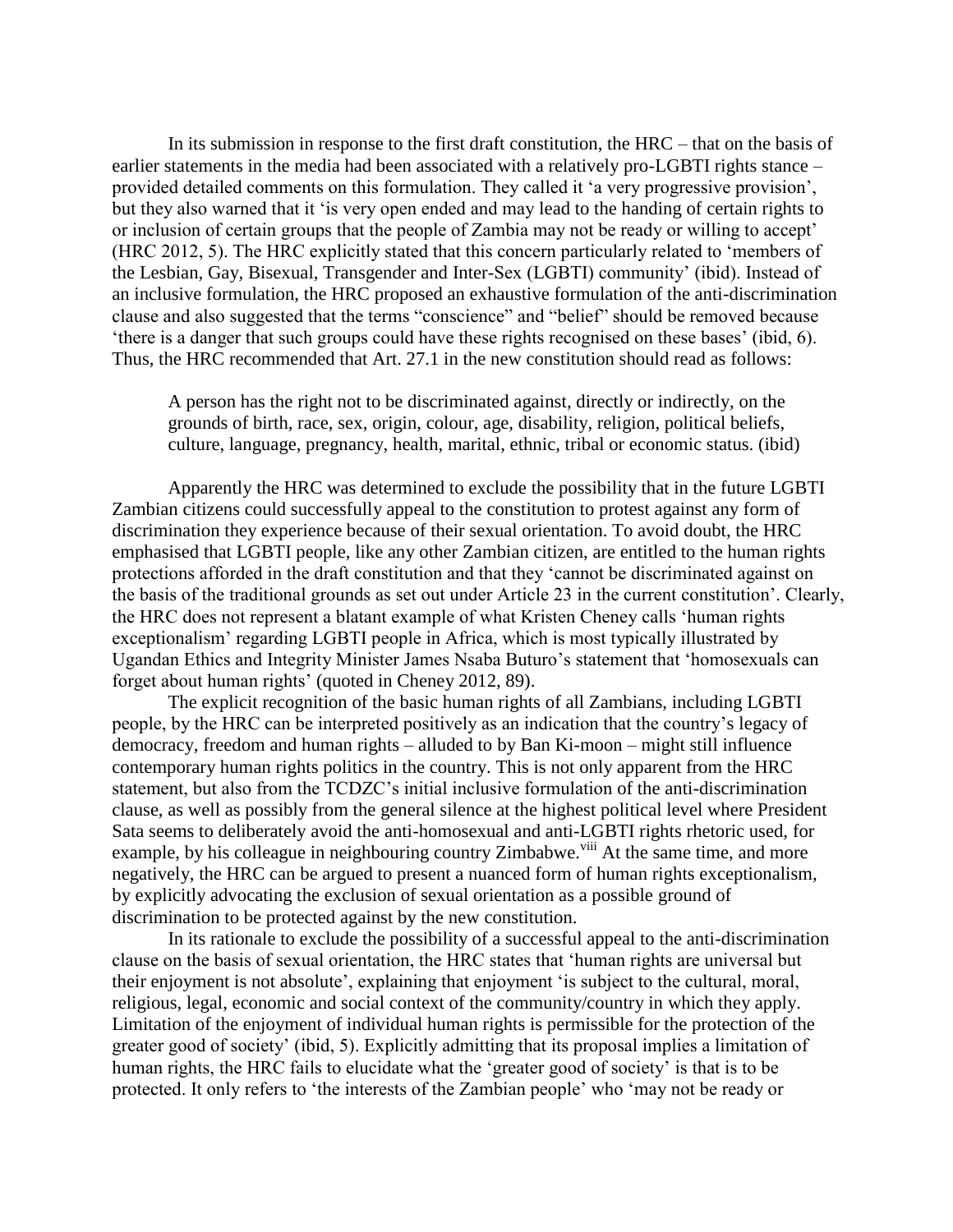In its submission in response to the first draft constitution, the HRC – that on the basis of earlier statements in the media had been associated with a relatively pro-LGBTI rights stance – provided detailed comments on this formulation. They called it 'a very progressive provision', but they also warned that it 'is very open ended and may lead to the handing of certain rights to or inclusion of certain groups that the people of Zambia may not be ready or willing to accept' (HRC 2012, 5). The HRC explicitly stated that this concern particularly related to 'members of the Lesbian, Gay, Bisexual, Transgender and Inter-Sex (LGBTI) community' (ibid). Instead of an inclusive formulation, the HRC proposed an exhaustive formulation of the anti-discrimination clause and also suggested that the terms "conscience" and "belief" should be removed because 'there is a danger that such groups could have these rights recognised on these bases' (ibid, 6). Thus, the HRC recommended that Art. 27.1 in the new constitution should read as follows:

> A person has the right not to be discriminated against, directly or indirectly, on the grounds of birth, race, sex, origin, colour, age, disability, religion, political beliefs, culture, language, pregnancy, health, marital, ethnic, tribal or economic status. (ibid)

Apparently the HRC was determined to exclude the possibility that in the future LGBTI Zambian citizens could successfully appeal to the constitution to protest against any form of discrimination they experience because of their sexual orientation. To avoid doubt, the HRC emphasised that LGBTI people, like any other Zambian citizen, are entitled to the human rights protections afforded in the draft constitution and that they 'cannot be discriminated against on the basis of the traditional grounds as set out under Article 23 in the current constitution'. Clearly, the HRC does not represent a blatant example of what Kristen Cheney calls 'human rights exceptionalism' regarding LGBTI people in Africa, which is most typically illustrated by Ugandan Ethics and Integrity Minister James Nsaba Buturo's statement that 'homosexuals can forget about human rights' (quoted in Cheney 2012, 89).

The explicit recognition of the basic human rights of all Zambians, including LGBTI people, by the HRC can be interpreted positively as an indication that the country's legacy of democracy, freedom and human rights – alluded to by Ban Ki-moon – might still influence contemporary human rights politics in the country. This is not only apparent from the HRC statement, but also from the TCDZC's initial inclusive formulation of the anti-discrimination clause, as well as possibly from the general silence at the highest political level where President Sata seems to deliberately avoid the anti-homosexual and anti-LGBTI rights rhetoric used, for example, by his colleague in neighbouring country Zimbabwe.[viii] At the same time, and more negatively, the HRC can be argued to present a nuanced form of human rights exceptionalism, by explicitly advocating the exclusion of sexual orientation as a possible ground of discrimination to be protected against by the new constitution.

In its rationale to exclude the possibility of a successful appeal to the anti-discrimination clause on the basis of sexual orientation, the HRC states that 'human rights are universal but their enjoyment is not absolute', explaining that enjoyment 'is subject to the cultural, moral, religious, legal, economic and social context of the community/country in which they apply. Limitation of the enjoyment of individual human rights is permissible for the protection of the greater good of society' (ibid, 5). Explicitly admitting that its proposal implies a limitation of human rights, the HRC fails to elucidate what the 'greater good of society' is that is to be protected. It only refers to 'the interests of the Zambian people' who 'may not be ready or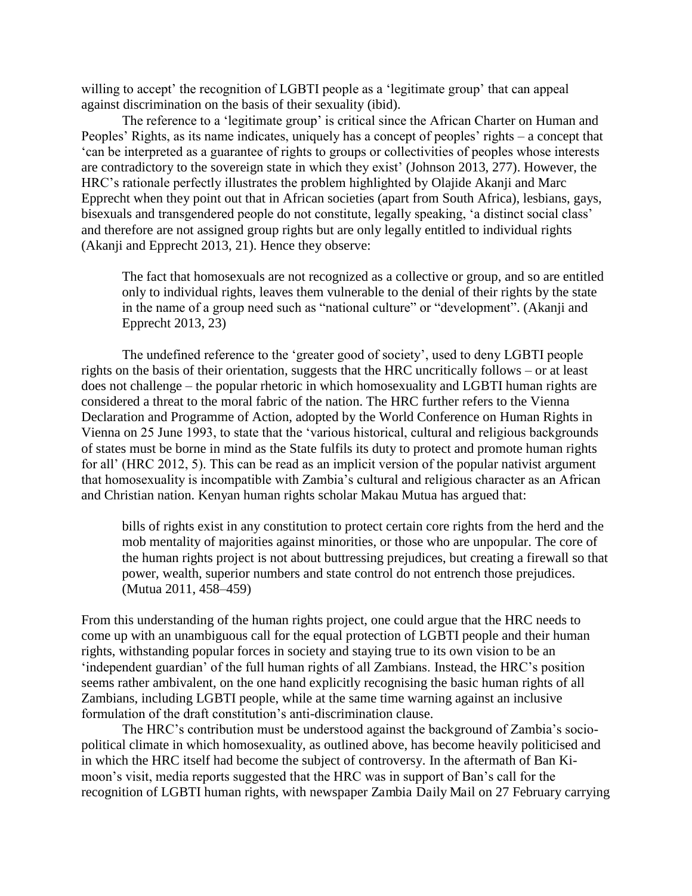willing to accept' the recognition of LGBTI people as a 'legitimate group' that can appeal against discrimination on the basis of their sexuality (ibid).

The reference to a 'legitimate group' is critical since the African Charter on Human and Peoples' Rights, as its name indicates, uniquely has a concept of peoples' rights – a concept that 'can be interpreted as a guarantee of rights to groups or collectivities of peoples whose interests are contradictory to the sovereign state in which they exist' (Johnson 2013, 277). However, the HRC's rationale perfectly illustrates the problem highlighted by Olajide Akanji and Marc Epprecht when they point out that in African societies (apart from South Africa), lesbians, gays, bisexuals and transgendered people do not constitute, legally speaking, 'a distinct social class' and therefore are not assigned group rights but are only legally entitled to individual rights (Akanji and Epprecht 2013, 21). Hence they observe:

> The fact that homosexuals are not recognized as a collective or group, and so are entitled only to individual rights, leaves them vulnerable to the denial of their rights by the state in the name of a group need such as "national culture" or "development". (Akanji and Epprecht 2013, 23)

The undefined reference to the 'greater good of society', used to deny LGBTI people rights on the basis of their orientation, suggests that the HRC uncritically follows – or at least does not challenge – the popular rhetoric in which homosexuality and LGBTI human rights are considered a threat to the moral fabric of the nation. The HRC further refers to the Vienna Declaration and Programme of Action, adopted by the World Conference on Human Rights in Vienna on 25 June 1993, to state that the 'various historical, cultural and religious backgrounds of states must be borne in mind as the State fulfils its duty to protect and promote human rights for all' (HRC 2012, 5). This can be read as an implicit version of the popular nativist argument that homosexuality is incompatible with Zambia's cultural and religious character as an African and Christian nation. Kenyan human rights scholar Makau Mutua has argued that:

> bills of rights exist in any constitution to protect certain core rights from the herd and the mob mentality of majorities against minorities, or those who are unpopular. The core of the human rights project is not about buttressing prejudices, but creating a firewall so that power, wealth, superior numbers and state control do not entrench those prejudices. (Mutua 2011, 458–459)

From this understanding of the human rights project, one could argue that the HRC needs to come up with an unambiguous call for the equal protection of LGBTI people and their human rights, withstanding popular forces in society and staying true to its own vision to be an 'independent guardian' of the full human rights of all Zambians. Instead, the HRC's position seems rather ambivalent, on the one hand explicitly recognising the basic human rights of all Zambians, including LGBTI people, while at the same time warning against an inclusive formulation of the draft constitution's anti-discrimination clause.

The HRC's contribution must be understood against the background of Zambia's socio-political climate in which homosexuality, as outlined above, has become heavily politicised and in which the HRC itself had become the subject of controversy. In the aftermath of Ban Ki-moon's visit, media reports suggested that the HRC was in support of Ban's call for the recognition of LGBTI human rights, with newspaper *Zambia Daily Mail* on 27 February carrying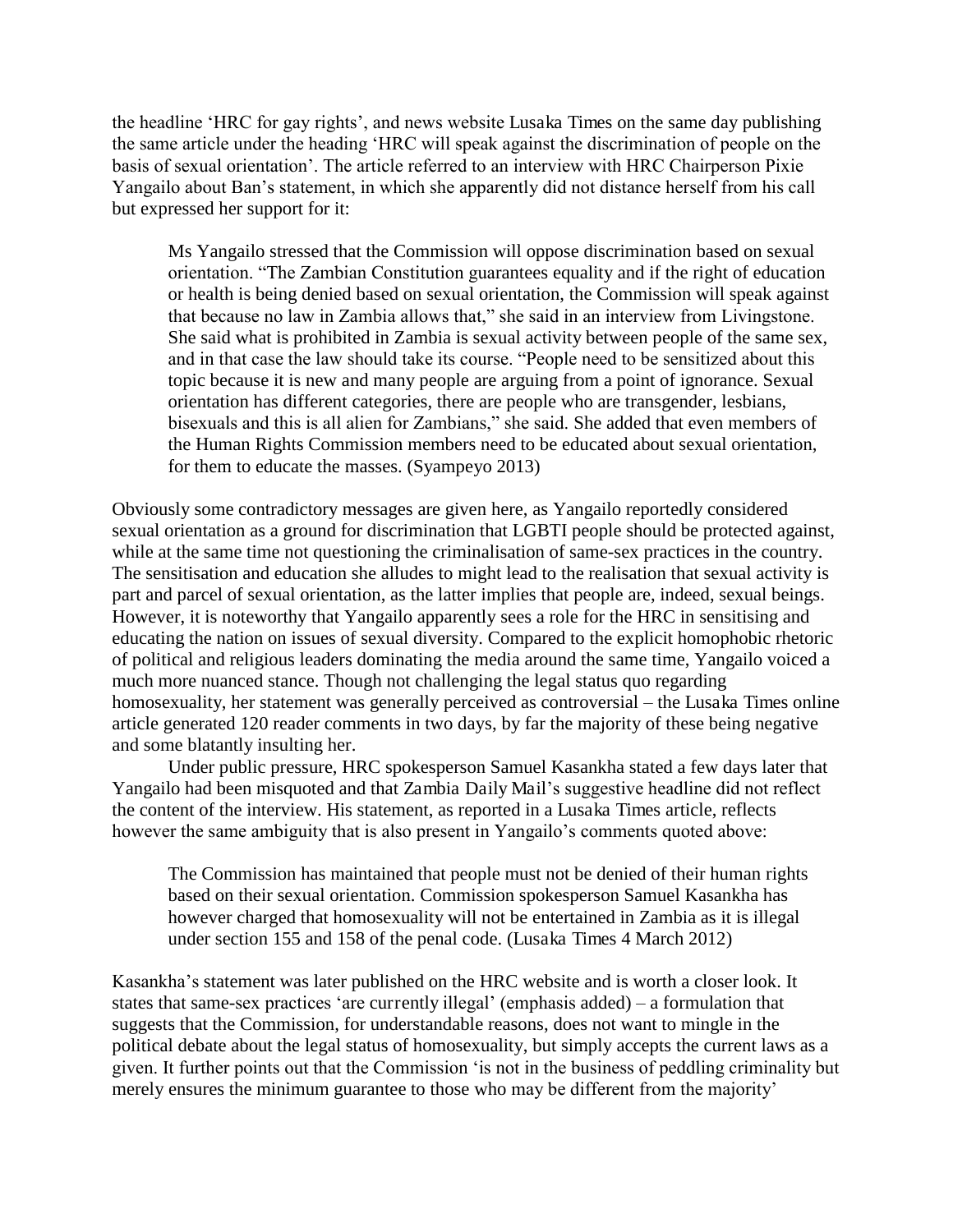the headline 'HRC for gay rights', and news website *Lusaka Times* on the same day publishing the same article under the heading 'HRC will speak against the discrimination of people on the basis of sexual orientation'. The article referred to an interview with HRC Chairperson Pixie Yangailo about Ban's statement, in which she apparently did not distance herself from his call but expressed her support for it:

> Ms Yangailo stressed that the Commission will oppose discrimination based on sexual orientation. "The Zambian Constitution guarantees equality and if the right of education or health is being denied based on sexual orientation, the Commission will speak against that because no law in Zambia allows that," she said in an interview from Livingstone. She said what is prohibited in Zambia is sexual activity between people of the same sex, and in that case the law should take its course. "People need to be sensitized about this topic because it is new and many people are arguing from a point of ignorance. Sexual orientation has different categories, there are people who are transgender, lesbians, bisexuals and this is all alien for Zambians," she said. She added that even members of the Human Rights Commission members need to be educated about sexual orientation, for them to educate the masses. (Syampeyo 2013)

Obviously some contradictory messages are given here, as Yangailo reportedly considered sexual orientation as a ground for discrimination that LGBTI people should be protected against, while at the same time not questioning the criminalisation of same-sex practices in the country. The sensitisation and education she alludes to might lead to the realisation that sexual activity is part and parcel of sexual orientation, as the latter implies that people are, indeed, sexual beings. However, it is noteworthy that Yangailo apparently sees a role for the HRC in sensitising and educating the nation on issues of sexual diversity. Compared to the explicit homophobic rhetoric of political and religious leaders dominating the media around the same time, Yangailo voiced a much more nuanced stance. Though not challenging the legal status quo regarding homosexuality, her statement was generally perceived as controversial – the *Lusaka Times* online article generated 120 reader comments in two days, by far the majority of these being negative and some blatantly insulting her.

Under public pressure, HRC spokesperson Samuel Kasankha stated a few days later that Yangailo had been misquoted and that *Zambia Daily Mail*'s suggestive headline did not reflect the content of the interview. His statement, as reported in a *Lusaka Times* article, reflects however the same ambiguity that is also present in Yangailo's comments quoted above:

> The Commission has maintained that people must not be denied of their human rights based on their sexual orientation. Commission spokesperson Samuel Kasankha has however charged that homosexuality will not be entertained in Zambia as it is illegal under section 155 and 158 of the penal code. (*Lusaka Times* 4 March 2012)

Kasankha's statement was later published on the HRC website and is worth a closer look. It states that same-sex practices 'are *currently* illegal' (emphasis added) – a formulation that suggests that the Commission, for understandable reasons, does not want to mingle in the political debate about the legal status of homosexuality, but simply accepts the current laws as a given. It further points out that the Commission 'is not in the business of peddling criminality but merely ensures the minimum guarantee to those who may be different from the majority'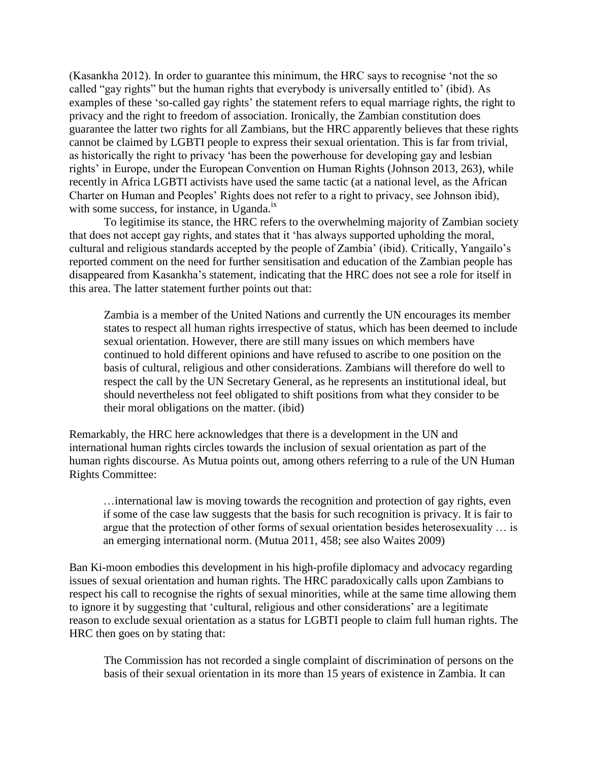(Kasankha 2012). In order to guarantee this minimum, the HRC says to recognise 'not the so called "gay rights" but the human rights that everybody is universally entitled to' (ibid). As examples of these 'so-called gay rights' the statement refers to equal marriage rights, the right to privacy and the right to freedom of association. Ironically, the Zambian constitution does guarantee the latter two rights for all Zambians, but the HRC apparently believes that these rights cannot be claimed by LGBTI people to express their sexual orientation. This is far from trivial, as historically the right to privacy 'has been the powerhouse for developing gay and lesbian rights' in Europe, under the European Convention on Human Rights (Johnson 2013, 263), while recently in Africa LGBTI activists have used the same tactic (at a national level, as the African Charter on Human and Peoples' Rights does not refer to a right to privacy, see Johnson ibid), with some success, for instance, in Uganda.[ix]

To legitimise its stance, the HRC refers to the overwhelming majority of Zambian society that does not accept gay rights, and states that it 'has always supported upholding the moral, cultural and religious standards accepted by the people of Zambia' (ibid). Critically, Yangailo's reported comment on the need for further sensitisation and education of the Zambian people has disappeared from Kasankha's statement, indicating that the HRC does not see a role for itself in this area. The latter statement further points out that:

> Zambia is a member of the United Nations and currently the UN encourages its member states to respect all human rights irrespective of status, which has been deemed to include sexual orientation. However, there are still many issues on which members have continued to hold different opinions and have refused to ascribe to one position on the basis of cultural, religious and other considerations. Zambians will therefore do well to respect the call by the UN Secretary General, as he represents an institutional ideal, but should nevertheless not feel obligated to shift positions from what they consider to be their moral obligations on the matter. (ibid)

Remarkably, the HRC here acknowledges that there is a development in the UN and international human rights circles towards the inclusion of sexual orientation as part of the human rights discourse. As Mutua points out, among others referring to a rule of the UN Human Rights Committee:

> …international law is moving towards the recognition and protection of gay rights, even if some of the case law suggests that the basis for such recognition is privacy. It is fair to argue that the protection of other forms of sexual orientation besides heterosexuality … is an emerging international norm. (Mutua 2011, 458; see also Waites 2009)

Ban Ki-moon embodies this development in his high-profile diplomacy and advocacy regarding issues of sexual orientation and human rights. The HRC paradoxically calls upon Zambians to respect his call to recognise the rights of sexual minorities, while at the same time allowing them to ignore it by suggesting that 'cultural, religious and other considerations' are a legitimate reason to exclude sexual orientation as a status for LGBTI people to claim full human rights. The HRC then goes on by stating that:

> The Commission has not recorded a single complaint of discrimination of persons on the basis of their sexual orientation in its more than 15 years of existence in Zambia. It can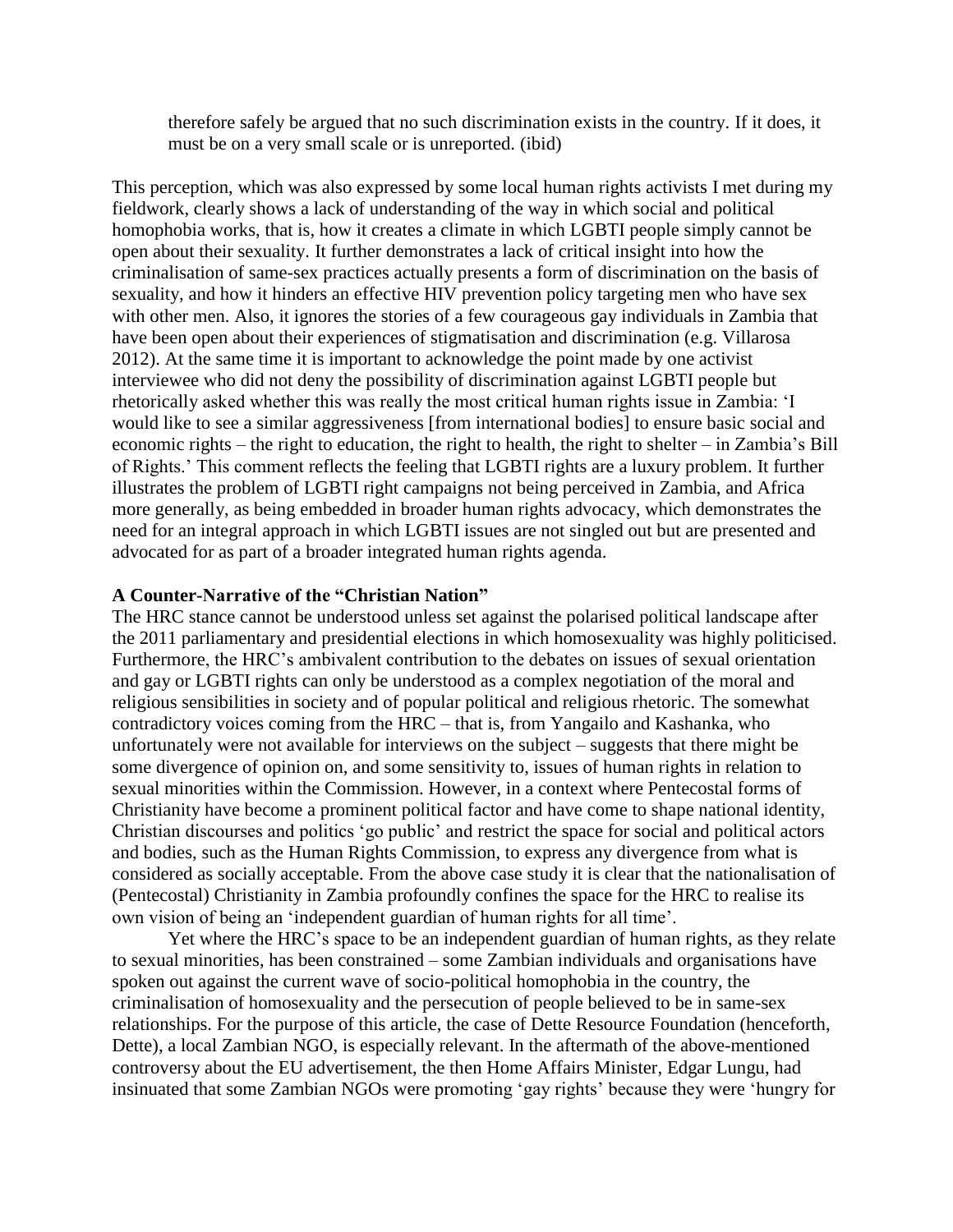therefore safely be argued that no such discrimination exists in the country. If it does, it must be on a very small scale or is unreported. (ibid)

This perception, which was also expressed by some local human rights activists I met during my fieldwork, clearly shows a lack of understanding of the way in which social and political homophobia works, that is, how it creates a climate in which LGBTI people simply cannot be open about their sexuality. It further demonstrates a lack of critical insight into how the criminalisation of same-sex practices actually presents a form of discrimination on the basis of sexuality, and how it hinders an effective HIV prevention policy targeting men who have sex with other men. Also, it ignores the stories of a few courageous gay individuals in Zambia that have been open about their experiences of stigmatisation and discrimination (e.g. Villarosa 2012). At the same time it is important to acknowledge the point made by one activist interviewee who did not deny the possibility of discrimination against LGBTI people but rhetorically asked whether this was really the most critical human rights issue in Zambia: 'I would like to see a similar aggressiveness [from international bodies] to ensure basic social and economic rights – the right to education, the right to health, the right to shelter – in Zambia's Bill of Rights.' This comment reflects the feeling that LGBTI rights are a luxury problem. It further illustrates the problem of LGBTI right campaigns not being perceived in Zambia, and Africa more generally, as being embedded in broader human rights advocacy, which demonstrates the need for an integral approach in which LGBTI issues are not singled out but are presented and advocated for as part of a broader integrated human rights agenda.

**A Counter-Narrative of the "Christian Nation"**

The HRC stance cannot be understood unless set against the polarised political landscape after the 2011 parliamentary and presidential elections in which homosexuality was highly politicised. Furthermore, the HRC's ambivalent contribution to the debates on issues of sexual orientation and gay or LGBTI rights can only be understood as a complex negotiation of the moral and religious sensibilities in society and of popular political and religious rhetoric. The somewhat contradictory voices coming from the HRC – that is, from Yangailo and Kashanka, who unfortunately were not available for interviews on the subject – suggests that there might be some divergence of opinion on, and some sensitivity to, issues of human rights in relation to sexual minorities within the Commission. However, in a context where Pentecostal forms of Christianity have become a prominent political factor and have come to shape national identity, Christian discourses and politics 'go public' and restrict the space for social and political actors and bodies, such as the Human Rights Commission, to express any divergence from what is considered as socially acceptable. From the above case study it is clear that the nationalisation of (Pentecostal) Christianity in Zambia profoundly confines the space for the HRC to realise its own vision of being an 'independent guardian of human rights for all time'.

Yet where the HRC's space to be an independent guardian of human rights, as they relate to sexual minorities, has been constrained – some Zambian individuals and organisations have spoken out against the current wave of socio-political homophobia in the country, the criminalisation of homosexuality and the persecution of people believed to be in same-sex relationships. For the purpose of this article, the case of Dette Resource Foundation (henceforth, Dette), a local Zambian NGO, is especially relevant. In the aftermath of the above-mentioned controversy about the EU advertisement, the then Home Affairs Minister, Edgar Lungu, had insinuated that some Zambian NGOs were promoting 'gay rights' because they were 'hungry for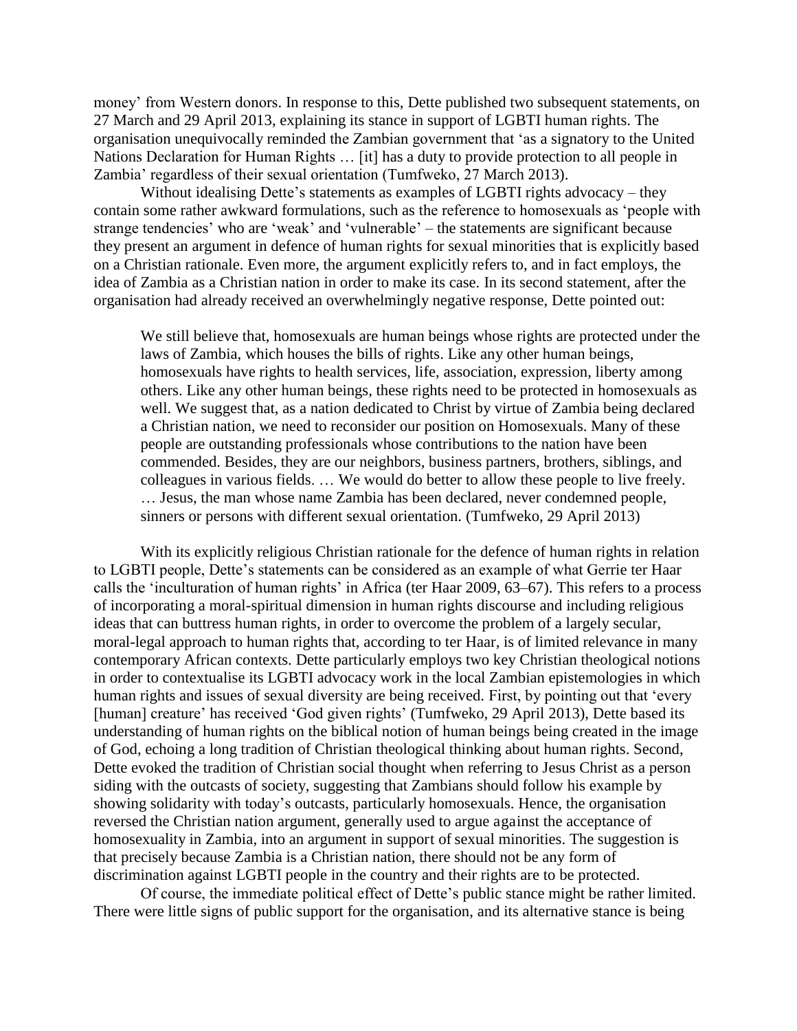money' from Western donors. In response to this, Dette published two subsequent statements, on 27 March and 29 April 2013, explaining its stance in support of LGBTI human rights. The organisation unequivocally reminded the Zambian government that 'as a signatory to the United Nations Declaration for Human Rights … [it] has a duty to provide protection to all people in Zambia' regardless of their sexual orientation (Tumfweko, 27 March 2013).

Without idealising Dette's statements as examples of LGBTI rights advocacy – they contain some rather awkward formulations, such as the reference to homosexuals as 'people with strange tendencies' who are 'weak' and 'vulnerable' – the statements are significant because they present an argument in defence of human rights for sexual minorities that is explicitly based on a Christian rationale. Even more, the argument explicitly refers to, and in fact employs, the idea of Zambia as a Christian nation in order to make its case. In its second statement, after the organisation had already received an overwhelmingly negative response, Dette pointed out:

> We still believe that, homosexuals are human beings whose rights are protected under the laws of Zambia, which houses the bills of rights. Like any other human beings, homosexuals have rights to health services, life, association, expression, liberty among others. Like any other human beings, these rights need to be protected in homosexuals as well. We suggest that, as a nation dedicated to Christ by virtue of Zambia being declared a Christian nation, we need to reconsider our position on Homosexuals. Many of these people are outstanding professionals whose contributions to the nation have been commended. Besides, they are our neighbors, business partners, brothers, siblings, and colleagues in various fields. … We would do better to allow these people to live freely. … Jesus, the man whose name Zambia has been declared, never condemned people, sinners or persons with different sexual orientation. (Tumfweko, 29 April 2013)

With its explicitly religious Christian rationale for the defence of human rights in relation to LGBTI people, Dette's statements can be considered as an example of what Gerrie ter Haar calls the 'inculturation of human rights' in Africa (ter Haar 2009, 63–67). This refers to a process of incorporating a moral-spiritual dimension in human rights discourse and including religious ideas that can buttress human rights, in order to overcome the problem of a largely secular, moral-legal approach to human rights that, according to ter Haar, is of limited relevance in many contemporary African contexts. Dette particularly employs two key Christian theological notions in order to contextualise its LGBTI advocacy work in the local Zambian epistemologies in which human rights and issues of sexual diversity are being received. First, by pointing out that 'every [human] creature' has received 'God given rights' (Tumfweko, 29 April 2013), Dette based its understanding of human rights on the biblical notion of human beings being created in the image of God, echoing a long tradition of Christian theological thinking about human rights. Second, Dette evoked the tradition of Christian social thought when referring to Jesus Christ as a person siding with the outcasts of society, suggesting that Zambians should follow his example by showing solidarity with today's outcasts, particularly homosexuals. Hence, the organisation reversed the Christian nation argument, generally used to argue against the acceptance of homosexuality in Zambia, into an argument in support of sexual minorities. The suggestion is that precisely because Zambia is a Christian nation, there should not be any form of discrimination against LGBTI people in the country and their rights are to be protected.

Of course, the immediate political effect of Dette's public stance might be rather limited. There were little signs of public support for the organisation, and its alternative stance is being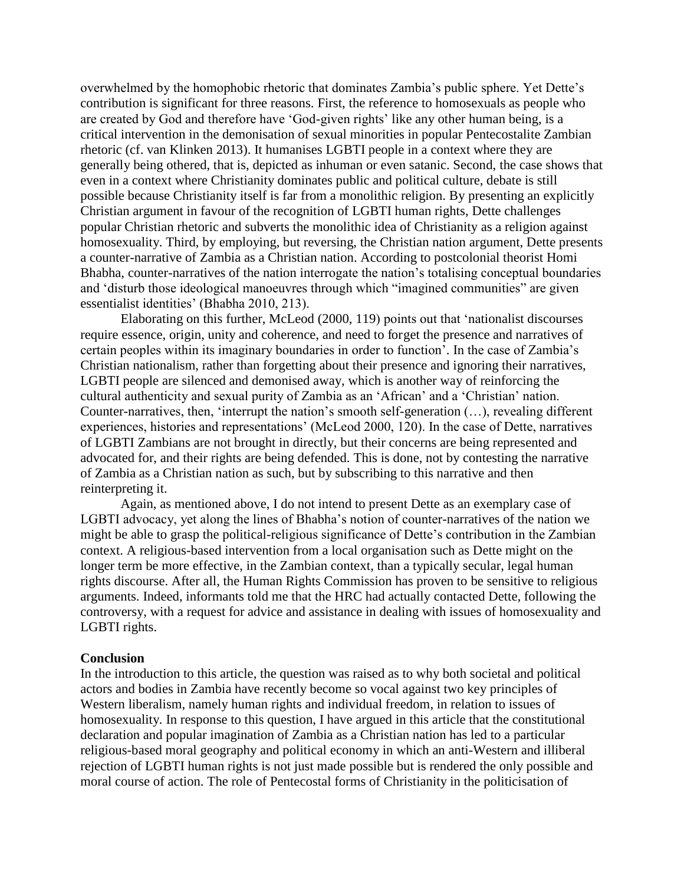overwhelmed by the homophobic rhetoric that dominates Zambia's public sphere. Yet Dette's contribution is significant for three reasons. First, the reference to homosexuals as people who are created by God and therefore have 'God-given rights' like any other human being, is a critical intervention in the demonisation of sexual minorities in popular Pentecostalite Zambian rhetoric (cf. van Klinken 2013). It humanises LGBTI people in a context where they are generally being othered, that is, depicted as inhuman or even satanic. Second, the case shows that even in a context where Christianity dominates public and political culture, debate is still possible because Christianity itself is far from a monolithic religion. By presenting an explicitly Christian argument in favour of the recognition of LGBTI human rights, Dette challenges popular Christian rhetoric and subverts the monolithic idea of Christianity as a religion against homosexuality. Third, by employing, but reversing, the Christian nation argument, Dette presents a counter-narrative of Zambia as a Christian nation. According to postcolonial theorist Homi Bhabha, counter-narratives of the nation interrogate the nation's totalising conceptual boundaries and 'disturb those ideological manoeuvres through which "imagined communities" are given essentialist identities' (Bhabha 2010, 213).

Elaborating on this further, McLeod (2000, 119) points out that 'nationalist discourses require essence, origin, unity and coherence, and need to forget the presence and narratives of certain peoples within its imaginary boundaries in order to function'. In the case of Zambia's Christian nationalism, rather than forgetting about their presence and ignoring their narratives, LGBTI people are silenced and demonised away, which is another way of reinforcing the cultural authenticity and sexual purity of Zambia as an 'African' and a 'Christian' nation. Counter-narratives, then, 'interrupt the nation's smooth self-generation (…), revealing different experiences, histories and representations' (McLeod 2000, 120). In the case of Dette, narratives of LGBTI Zambians are not brought in directly, but their concerns are being represented and advocated for, and their rights are being defended. This is done, not by contesting the narrative of Zambia as a Christian nation as such, but by subscribing to this narrative and then reinterpreting it.

Again, as mentioned above, I do not intend to present Dette as an exemplary case of LGBTI advocacy, yet along the lines of Bhabha's notion of counter-narratives of the nation we might be able to grasp the political-religious significance of Dette's contribution in the Zambian context. A religious-based intervention from a local organisation such as Dette might on the longer term be more effective, in the Zambian context, than a typically secular, legal human rights discourse. After all, the Human Rights Commission has proven to be sensitive to religious arguments. Indeed, informants told me that the HRC had actually contacted Dette, following the controversy, with a request for advice and assistance in dealing with issues of homosexuality and LGBTI rights.

## Conclusion

In the introduction to this article, the question was raised as to why both societal and political actors and bodies in Zambia have recently become so vocal against two key principles of Western liberalism, namely human rights and individual freedom, in relation to issues of homosexuality. In response to this question, I have argued in this article that the constitutional declaration and popular imagination of Zambia as a Christian nation has led to a particular religious-based moral geography and political economy in which an anti-Western and illiberal rejection of LGBTI human rights is not just made possible but is rendered the only possible and moral course of action. The role of Pentecostal forms of Christianity in the politicisation of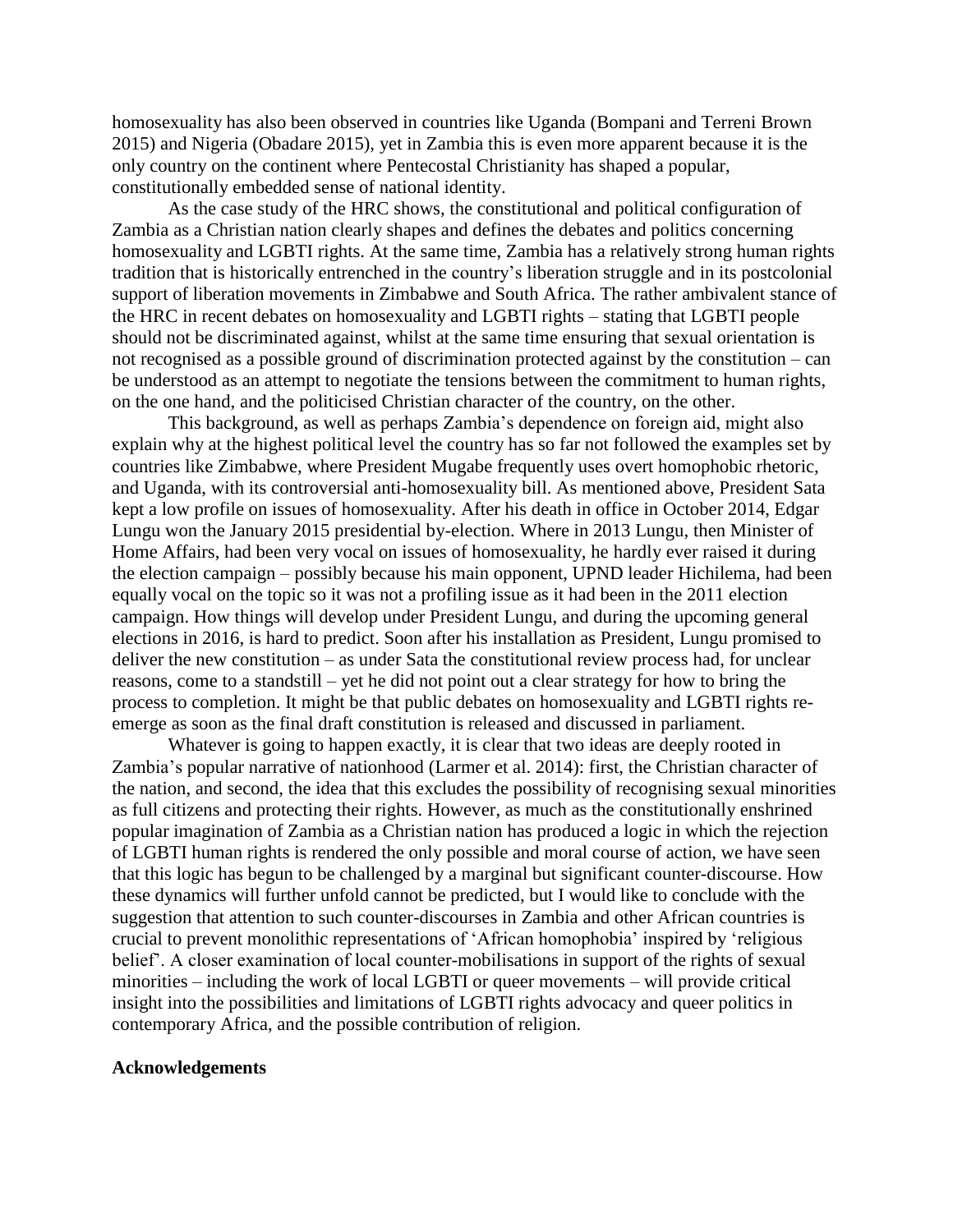homosexuality has also been observed in countries like Uganda (Bompani and Terreni Brown 2015) and Nigeria (Obadare 2015), yet in Zambia this is even more apparent because it is the only country on the continent where Pentecostal Christianity has shaped a popular, constitutionally embedded sense of national identity.

As the case study of the HRC shows, the constitutional and political configuration of Zambia as a Christian nation clearly shapes and defines the debates and politics concerning homosexuality and LGBTI rights. At the same time, Zambia has a relatively strong human rights tradition that is historically entrenched in the country's liberation struggle and in its postcolonial support of liberation movements in Zimbabwe and South Africa. The rather ambivalent stance of the HRC in recent debates on homosexuality and LGBTI rights – stating that LGBTI people should not be discriminated against, whilst at the same time ensuring that sexual orientation is not recognised as a possible ground of discrimination protected against by the constitution – can be understood as an attempt to negotiate the tensions between the commitment to human rights, on the one hand, and the politicised Christian character of the country, on the other.

This background, as well as perhaps Zambia's dependence on foreign aid, might also explain why at the highest political level the country has so far not followed the examples set by countries like Zimbabwe, where President Mugabe frequently uses overt homophobic rhetoric, and Uganda, with its controversial anti-homosexuality bill. As mentioned above, President Sata kept a low profile on issues of homosexuality. After his death in office in October 2014, Edgar Lungu won the January 2015 presidential by-election. Where in 2013 Lungu, then Minister of Home Affairs, had been very vocal on issues of homosexuality, he hardly ever raised it during the election campaign – possibly because his main opponent, UPND leader Hichilema, had been equally vocal on the topic so it was not a profiling issue as it had been in the 2011 election campaign. How things will develop under President Lungu, and during the upcoming general elections in 2016, is hard to predict. Soon after his installation as President, Lungu promised to deliver the new constitution – as under Sata the constitutional review process had, for unclear reasons, come to a standstill – yet he did not point out a clear strategy for how to bring the process to completion. It might be that public debates on homosexuality and LGBTI rights re-emerge as soon as the final draft constitution is released and discussed in parliament.

Whatever is going to happen exactly, it is clear that two ideas are deeply rooted in Zambia's popular narrative of nationhood (Larmer et al. 2014): first, the Christian character of the nation, and second, the idea that this excludes the possibility of recognising sexual minorities as full citizens and protecting their rights. However, as much as the constitutionally enshrined popular imagination of Zambia as a Christian nation has produced a logic in which the rejection of LGBTI human rights is rendered the only possible and moral course of action, we have seen that this logic has begun to be challenged by a marginal but significant counter-discourse. How these dynamics will further unfold cannot be predicted, but I would like to conclude with the suggestion that attention to such counter-discourses in Zambia and other African countries is crucial to prevent monolithic representations of 'African homophobia' inspired by 'religious belief'. A closer examination of local counter-mobilisations in support of the rights of sexual minorities – including the work of local LGBTI or queer movements – will provide critical insight into the possibilities and limitations of LGBTI rights advocacy and queer politics in contemporary Africa, and the possible contribution of religion.

**Acknowledgements**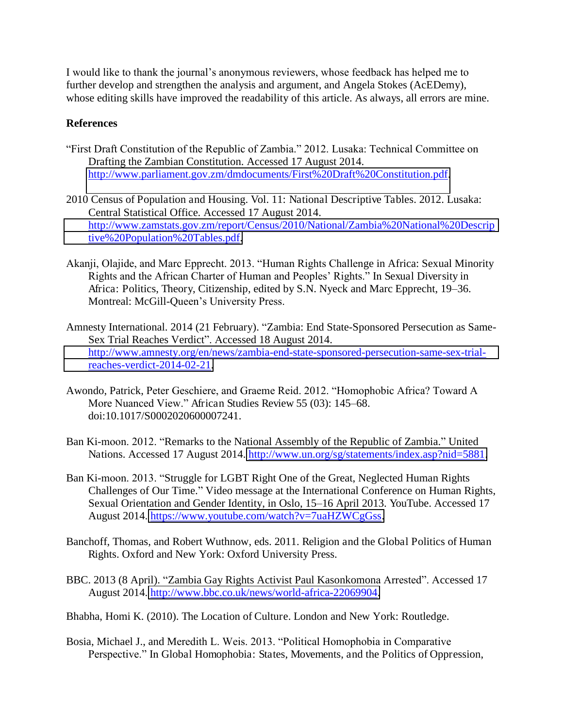I would like to thank the journal's anonymous reviewers, whose feedback has helped me to further develop and strengthen the analysis and argument, and Angela Stokes (AcEDemy), whose editing skills have improved the readability of this article. As always, all errors are mine.

**References**

"First Draft Constitution of the Republic of Zambia." 2012. Lusaka: Technical Committee on Drafting the Zambian Constitution. Accessed 17 August 2014. http://www.parliament.gov.zm/dmdocuments/First%20Draft%20Constitution.pdf.

2010 Census of Population and Housing. Vol. 11: National Descriptive Tables. 2012. Lusaka: Central Statistical Office. Accessed 17 August 2014. http://www.zamstats.gov.zm/report/Census/2010/National/Zambia%20National%20Descriptive%20Population%20Tables.pdf.

Akanji, Olajide, and Marc Epprecht. 2013. "Human Rights Challenge in Africa: Sexual Minority Rights and the African Charter of Human and Peoples' Rights." In Sexual Diversity in Africa: Politics, Theory, Citizenship, edited by S.N. Nyeck and Marc Epprecht, 19–36. Montreal: McGill-Queen's University Press.

Amnesty International. 2014 (21 February). "Zambia: End State-Sponsored Persecution as Same-Sex Trial Reaches Verdict". Accessed 18 August 2014. http://www.amnesty.org/en/news/zambia-end-state-sponsored-persecution-same-sex-trial-reaches-verdict-2014-02-21.

Awondo, Patrick, Peter Geschiere, and Graeme Reid. 2012. "Homophobic Africa? Toward A More Nuanced View." African Studies Review 55 (03): 145–68. doi:10.1017/S0002020600007241.

Ban Ki-moon. 2012. "Remarks to the National Assembly of the Republic of Zambia." United Nations. Accessed 17 August 2014. http://www.un.org/sg/statements/index.asp?nid=5881.

Ban Ki-moon. 2013. "Struggle for LGBT Right One of the Great, Neglected Human Rights Challenges of Our Time." Video message at the International Conference on Human Rights, Sexual Orientation and Gender Identity, in Oslo, 15–16 April 2013. YouTube. Accessed 17 August 2014. https://www.youtube.com/watch?v=7uaHZWCgGss.

Banchoff, Thomas, and Robert Wuthnow, eds. 2011. Religion and the Global Politics of Human Rights. Oxford and New York: Oxford University Press.

BBC. 2013 (8 April). "Zambia Gay Rights Activist Paul Kasonkomona Arrested". Accessed 17 August 2014. http://www.bbc.co.uk/news/world-africa-22069904.

Bhabha, Homi K. (2010). The Location of Culture. London and New York: Routledge.

Bosia, Michael J., and Meredith L. Weis. 2013. "Political Homophobia in Comparative Perspective." In Global Homophobia: States, Movements, and the Politics of Oppression,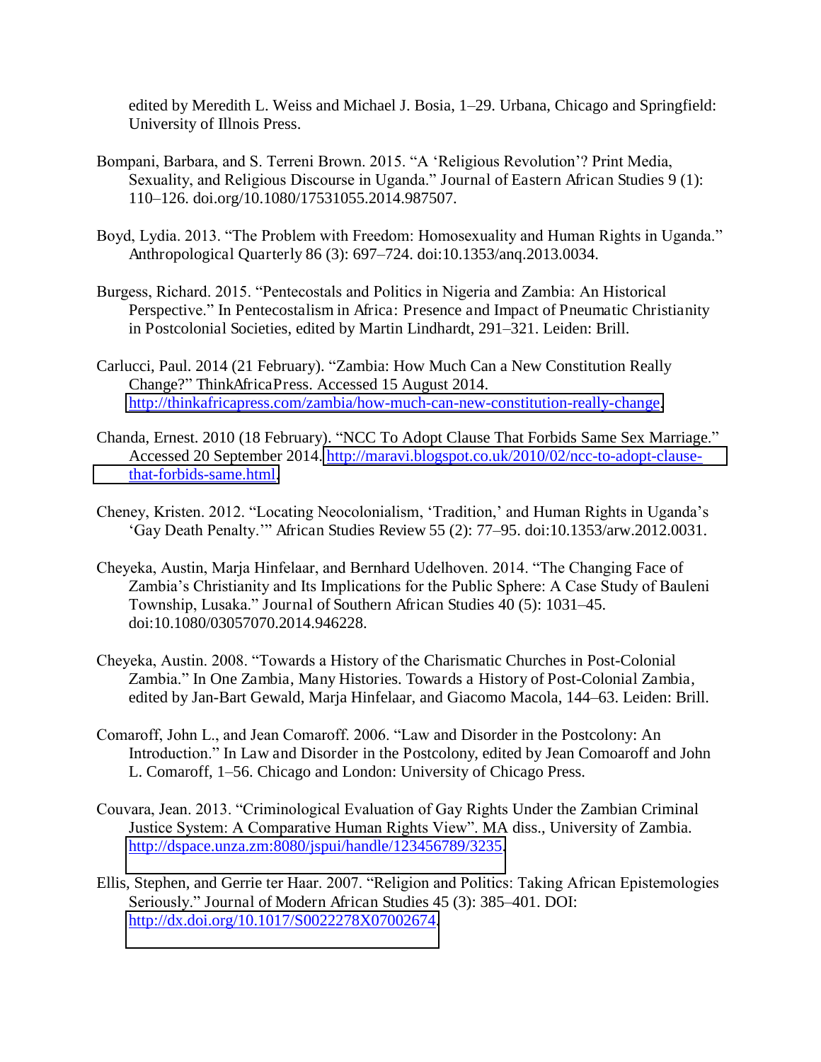edited by Meredith L. Weiss and Michael J. Bosia, 1–29. Urbana, Chicago and Springfield: University of Illnois Press.

Bompani, Barbara, and S. Terreni Brown. 2015. "A 'Religious Revolution'? Print Media, Sexuality, and Religious Discourse in Uganda." Journal of Eastern African Studies 9 (1): 110–126. doi.org/10.1080/17531055.2014.987507.

Boyd, Lydia. 2013. "The Problem with Freedom: Homosexuality and Human Rights in Uganda." Anthropological Quarterly 86 (3): 697–724. doi:10.1353/anq.2013.0034.

Burgess, Richard. 2015. "Pentecostals and Politics in Nigeria and Zambia: An Historical Perspective." In Pentecostalism in Africa: Presence and Impact of Pneumatic Christianity in Postcolonial Societies, edited by Martin Lindhardt, 291–321. Leiden: Brill.

Carlucci, Paul. 2014 (21 February). "Zambia: How Much Can a New Constitution Really Change?" ThinkAfricaPress. Accessed 15 August 2014. http://thinkafricapress.com/zambia/how-much-can-new-constitution-really-change.

Chanda, Ernest. 2010 (18 February). "NCC To Adopt Clause That Forbids Same Sex Marriage." Accessed 20 September 2014. http://maravi.blogspot.co.uk/2010/02/ncc-to-adopt-clause-that-forbids-same.html.

Cheney, Kristen. 2012. "Locating Neocolonialism, 'Tradition,' and Human Rights in Uganda's 'Gay Death Penalty.'" African Studies Review 55 (2): 77–95. doi:10.1353/arw.2012.0031.

Cheyeka, Austin, Marja Hinfelaar, and Bernhard Udelhoven. 2014. "The Changing Face of Zambia's Christianity and Its Implications for the Public Sphere: A Case Study of Bauleni Township, Lusaka." Journal of Southern African Studies 40 (5): 1031–45. doi:10.1080/03057070.2014.946228.

Cheyeka, Austin. 2008. "Towards a History of the Charismatic Churches in Post-Colonial Zambia." In One Zambia, Many Histories. Towards a History of Post-Colonial Zambia, edited by Jan-Bart Gewald, Marja Hinfelaar, and Giacomo Macola, 144–63. Leiden: Brill.

Comaroff, John L., and Jean Comaroff. 2006. "Law and Disorder in the Postcolony: An Introduction." In Law and Disorder in the Postcolony, edited by Jean Comoaroff and John L. Comaroff, 1–56. Chicago and London: University of Chicago Press.

Couvara, Jean. 2013. "Criminological Evaluation of Gay Rights Under the Zambian Criminal Justice System: A Comparative Human Rights View". MA diss., University of Zambia. http://dspace.unza.zm:8080/jspui/handle/123456789/3235.

Ellis, Stephen, and Gerrie ter Haar. 2007. "Religion and Politics: Taking African Epistemologies Seriously." Journal of Modern African Studies 45 (3): 385–401. DOI: http://dx.doi.org/10.1017/S0022278X07002674.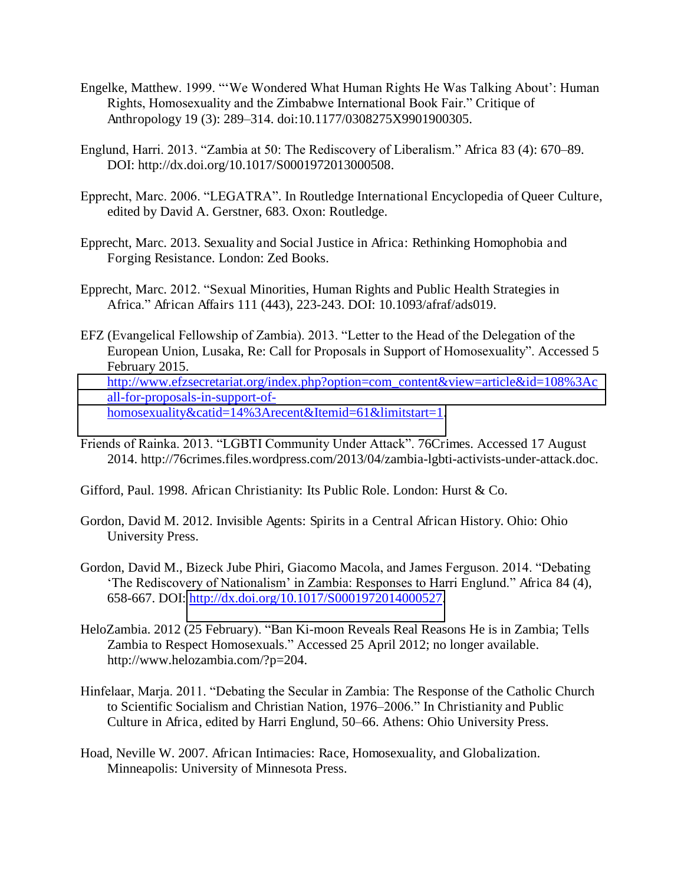Engelke, Matthew. 1999. "'We Wondered What Human Rights He Was Talking About': Human Rights, Homosexuality and the Zimbabwe International Book Fair." Critique of Anthropology 19 (3): 289–314. doi:10.1177/0308275X9901900305.

Englund, Harri. 2013. "Zambia at 50: The Rediscovery of Liberalism." Africa 83 (4): 670–89. DOI: http://dx.doi.org/10.1017/S0001972013000508.

Epprecht, Marc. 2006. "LEGATRA". In Routledge International Encyclopedia of Queer Culture, edited by David A. Gerstner, 683. Oxon: Routledge.

Epprecht, Marc. 2013. Sexuality and Social Justice in Africa: Rethinking Homophobia and Forging Resistance. London: Zed Books.

Epprecht, Marc. 2012. "Sexual Minorities, Human Rights and Public Health Strategies in Africa." African Affairs 111 (443), 223-243. DOI: 10.1093/afraf/ads019.

EFZ (Evangelical Fellowship of Zambia). 2013. "Letter to the Head of the Delegation of the European Union, Lusaka, Re: Call for Proposals in Support of Homosexuality". Accessed 5 February 2015. http://www.efzsecretariat.org/index.php?option=com_content&view=article&id=108%3Acall-for-proposals-in-support-of-homosexuality&catid=14%3Arecent&Itemid=61&limitstart=1.

Friends of Rainka. 2013. "LGBTI Community Under Attack". 76Crimes. Accessed 17 August 2014. http://76crimes.files.wordpress.com/2013/04/zambia-lgbti-activists-under-attack.doc.

Gifford, Paul. 1998. African Christianity: Its Public Role. London: Hurst & Co.

Gordon, David M. 2012. Invisible Agents: Spirits in a Central African History. Ohio: Ohio University Press.

Gordon, David M., Bizeck Jube Phiri, Giacomo Macola, and James Ferguson. 2014. "Debating 'The Rediscovery of Nationalism' in Zambia: Responses to Harri Englund." Africa 84 (4), 658-667. DOI: http://dx.doi.org/10.1017/S0001972014000527.

HeloZambia. 2012 (25 February). "Ban Ki-moon Reveals Real Reasons He is in Zambia; Tells Zambia to Respect Homosexuals." Accessed 25 April 2012; no longer available. http://www.helozambia.com/?p=204.

Hinfelaar, Marja. 2011. "Debating the Secular in Zambia: The Response of the Catholic Church to Scientific Socialism and Christian Nation, 1976–2006." In Christianity and Public Culture in Africa, edited by Harri Englund, 50–66. Athens: Ohio University Press.

Hoad, Neville W. 2007. African Intimacies: Race, Homosexuality, and Globalization. Minneapolis: University of Minnesota Press.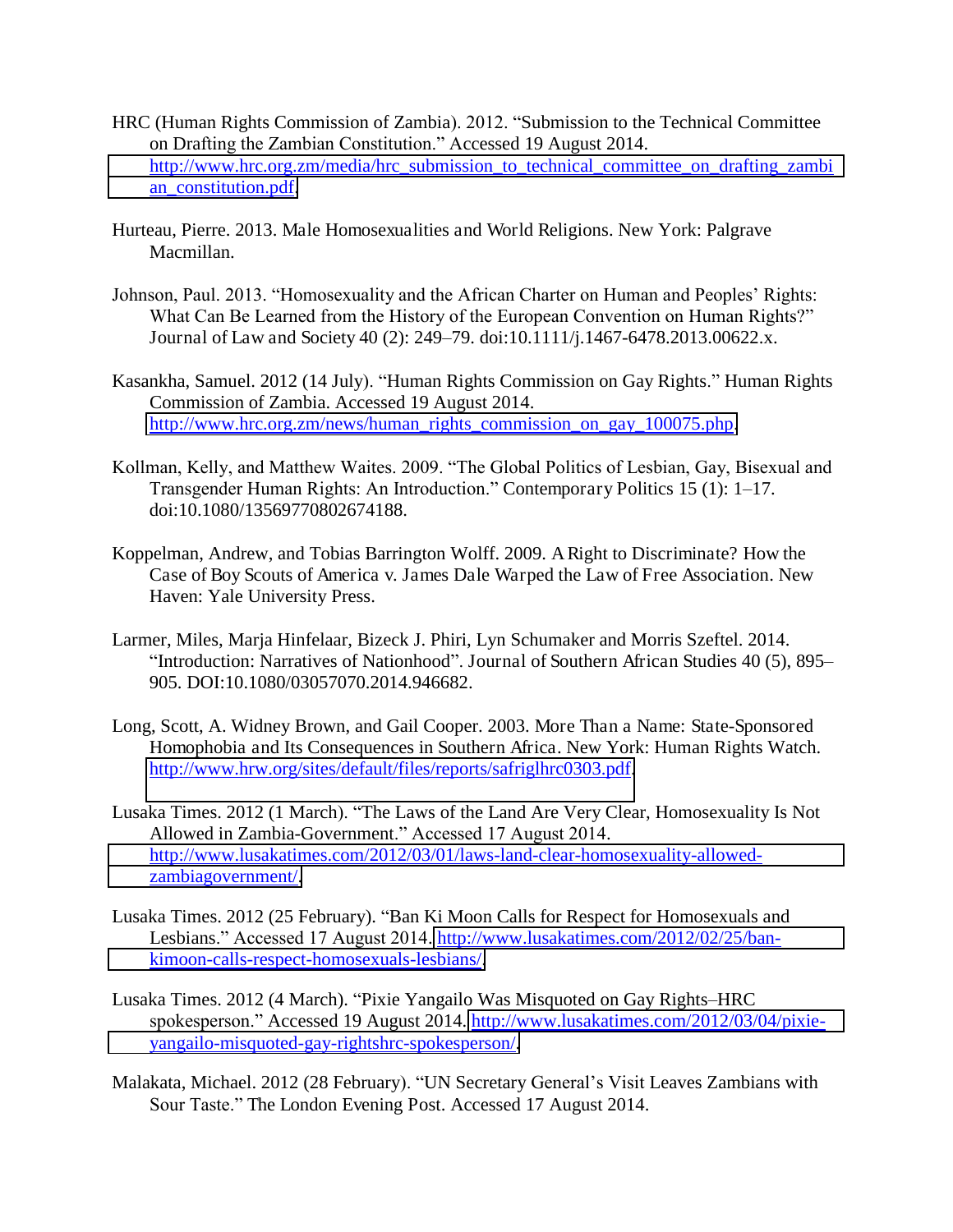HRC (Human Rights Commission of Zambia). 2012. "Submission to the Technical Committee on Drafting the Zambian Constitution." Accessed 19 August 2014. http://www.hrc.org.zm/media/hrc_submission_to_technical_committee_on_drafting_zambian_constitution.pdf.

Hurteau, Pierre. 2013. Male Homosexualities and World Religions. New York: Palgrave Macmillan.

Johnson, Paul. 2013. "Homosexuality and the African Charter on Human and Peoples' Rights: What Can Be Learned from the History of the European Convention on Human Rights?" Journal of Law and Society 40 (2): 249–79. doi:10.1111/j.1467-6478.2013.00622.x.

Kasankha, Samuel. 2012 (14 July). "Human Rights Commission on Gay Rights." Human Rights Commission of Zambia. Accessed 19 August 2014. http://www.hrc.org.zm/news/human_rights_commission_on_gay_100075.php.

Kollman, Kelly, and Matthew Waites. 2009. "The Global Politics of Lesbian, Gay, Bisexual and Transgender Human Rights: An Introduction." Contemporary Politics 15 (1): 1–17. doi:10.1080/13569770802674188.

Koppelman, Andrew, and Tobias Barrington Wolff. 2009. A Right to Discriminate? How the Case of Boy Scouts of America v. James Dale Warped the Law of Free Association. New Haven: Yale University Press.

Larmer, Miles, Marja Hinfelaar, Bizeck J. Phiri, Lyn Schumaker and Morris Szeftel. 2014. "Introduction: Narratives of Nationhood". Journal of Southern African Studies 40 (5), 895–905. DOI:10.1080/03057070.2014.946682.

Long, Scott, A. Widney Brown, and Gail Cooper. 2003. More Than a Name: State-Sponsored Homophobia and Its Consequences in Southern Africa. New York: Human Rights Watch. http://www.hrw.org/sites/default/files/reports/safriglhrc0303.pdf.

Lusaka Times. 2012 (1 March). "The Laws of the Land Are Very Clear, Homosexuality Is Not Allowed in Zambia-Government." Accessed 17 August 2014. http://www.lusakatimes.com/2012/03/01/laws-land-clear-homosexuality-allowed-zambiagovernment/.

Lusaka Times. 2012 (25 February). "Ban Ki Moon Calls for Respect for Homosexuals and Lesbians." Accessed 17 August 2014. http://www.lusakatimes.com/2012/02/25/ban-kimoon-calls-respect-homosexuals-lesbians/.

Lusaka Times. 2012 (4 March). "Pixie Yangailo Was Misquoted on Gay Rights–HRC spokesperson." Accessed 19 August 2014. http://www.lusakatimes.com/2012/03/04/pixie-yangailo-misquoted-gay-rightshrc-spokesperson/.

Malakata, Michael. 2012 (28 February). "UN Secretary General's Visit Leaves Zambians with Sour Taste." The London Evening Post. Accessed 17 August 2014.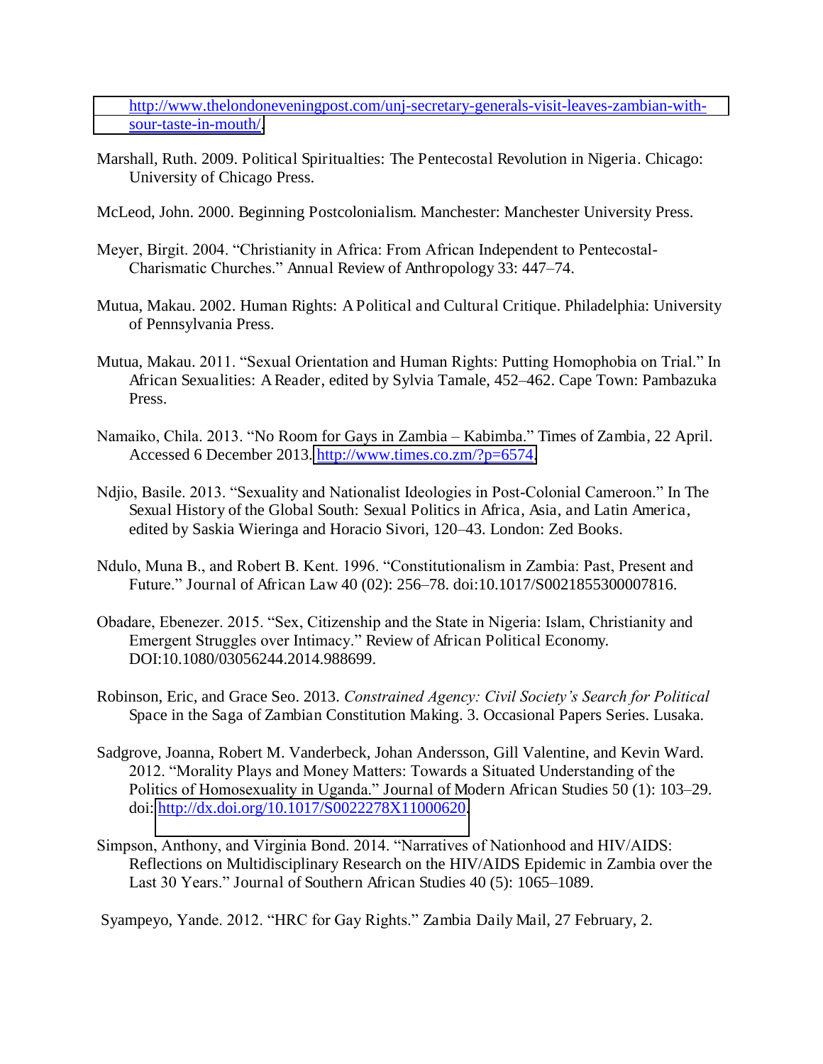http://www.thelondoneveningpost.com/unj-secretary-generals-visit-leaves-zambian-with-sour-taste-in-mouth/.

Marshall, Ruth. 2009. Political Spiritualties: The Pentecostal Revolution in Nigeria. Chicago: University of Chicago Press.

McLeod, John. 2000. Beginning Postcolonialism. Manchester: Manchester University Press.

Meyer, Birgit. 2004. "Christianity in Africa: From African Independent to Pentecostal-Charismatic Churches." Annual Review of Anthropology 33: 447–74.

Mutua, Makau. 2002. Human Rights: A Political and Cultural Critique. Philadelphia: University of Pennsylvania Press.

Mutua, Makau. 2011. "Sexual Orientation and Human Rights: Putting Homophobia on Trial." In African Sexualities: A Reader, edited by Sylvia Tamale, 452–462. Cape Town: Pambazuka Press.

Namaiko, Chila. 2013. "No Room for Gays in Zambia – Kabimba." Times of Zambia, 22 April. Accessed 6 December 2013. http://www.times.co.zm/?p=6574.

Ndjio, Basile. 2013. "Sexuality and Nationalist Ideologies in Post-Colonial Cameroon." In The Sexual History of the Global South: Sexual Politics in Africa, Asia, and Latin America, edited by Saskia Wieringa and Horacio Sivori, 120–43. London: Zed Books.

Ndulo, Muna B., and Robert B. Kent. 1996. "Constitutionalism in Zambia: Past, Present and Future." Journal of African Law 40 (02): 256–78. doi:10.1017/S0021855300007816.

Obadare, Ebenezer. 2015. "Sex, Citizenship and the State in Nigeria: Islam, Christianity and Emergent Struggles over Intimacy." Review of African Political Economy. DOI:10.1080/03056244.2014.988699.

Robinson, Eric, and Grace Seo. 2013. *Constrained Agency: Civil Society's Search for Political* Space in the Saga of Zambian Constitution Making. 3. Occasional Papers Series. Lusaka.

Sadgrove, Joanna, Robert M. Vanderbeck, Johan Andersson, Gill Valentine, and Kevin Ward. 2012. "Morality Plays and Money Matters: Towards a Situated Understanding of the Politics of Homosexuality in Uganda." Journal of Modern African Studies 50 (1): 103–29. doi: http://dx.doi.org/10.1017/S0022278X11000620.

Simpson, Anthony, and Virginia Bond. 2014. "Narratives of Nationhood and HIV/AIDS: Reflections on Multidisciplinary Research on the HIV/AIDS Epidemic in Zambia over the Last 30 Years." Journal of Southern African Studies 40 (5): 1065–1089.

Syampeyo, Yande. 2012. "HRC for Gay Rights." Zambia Daily Mail, 27 February, 2.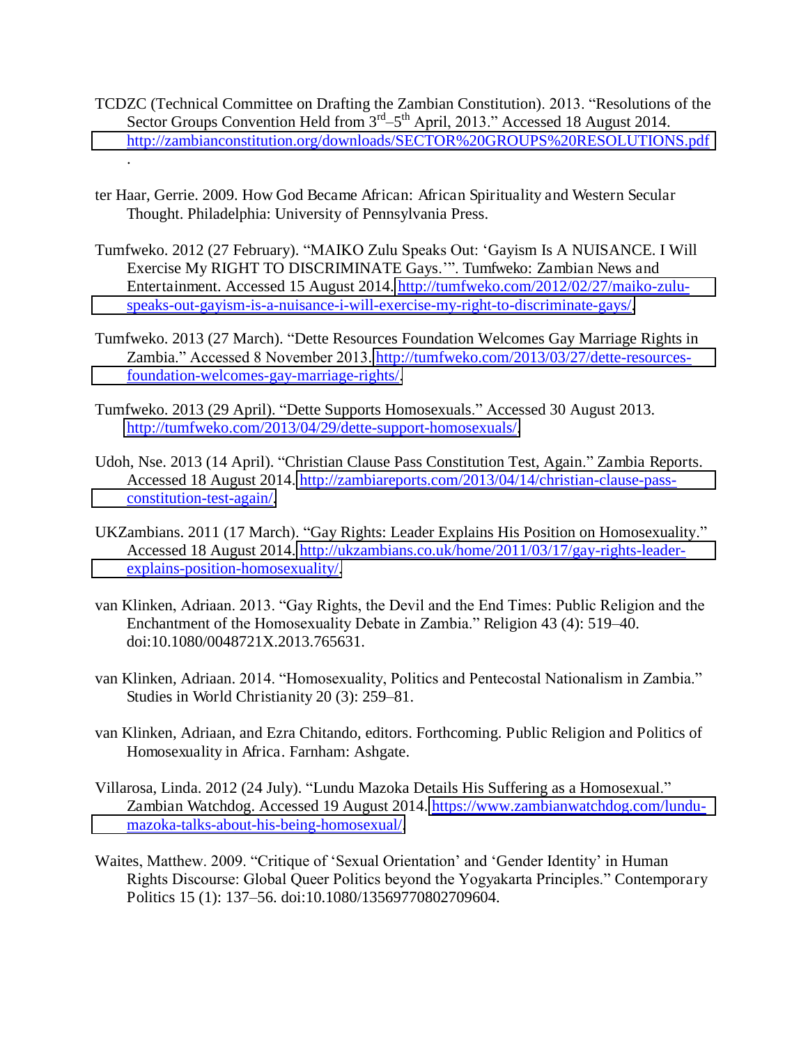TCDZC (Technical Committee on Drafting the Zambian Constitution). 2013. "Resolutions of the Sector Groups Convention Held from 3rd–5th April, 2013." Accessed 18 August 2014. http://zambianconstitution.org/downloads/SECTOR%20GROUPS%20RESOLUTIONS.pdf.

ter Haar, Gerrie. 2009. How God Became African: African Spirituality and Western Secular Thought. Philadelphia: University of Pennsylvania Press.

Tumfweko. 2012 (27 February). "MAIKO Zulu Speaks Out: 'Gayism Is A NUISANCE. I Will Exercise My RIGHT TO DISCRIMINATE Gays.'". Tumfweko: Zambian News and Entertainment. Accessed 15 August 2014. http://tumfweko.com/2012/02/27/maiko-zulu-speaks-out-gayism-is-a-nuisance-i-will-exercise-my-right-to-discriminate-gays/.

Tumfweko. 2013 (27 March). "Dette Resources Foundation Welcomes Gay Marriage Rights in Zambia." Accessed 8 November 2013. http://tumfweko.com/2013/03/27/dette-resources-foundation-welcomes-gay-marriage-rights/.

Tumfweko. 2013 (29 April). "Dette Supports Homosexuals." Accessed 30 August 2013. http://tumfweko.com/2013/04/29/dette-support-homosexuals/.

Udoh, Nse. 2013 (14 April). "Christian Clause Pass Constitution Test, Again." Zambia Reports. Accessed 18 August 2014. http://zambiareports.com/2013/04/14/christian-clause-pass-constitution-test-again/.

UKZambians. 2011 (17 March). "Gay Rights: Leader Explains His Position on Homosexuality." Accessed 18 August 2014. http://ukzambians.co.uk/home/2011/03/17/gay-rights-leader-explains-position-homosexuality/.

van Klinken, Adriaan. 2013. "Gay Rights, the Devil and the End Times: Public Religion and the Enchantment of the Homosexuality Debate in Zambia." Religion 43 (4): 519–40. doi:10.1080/0048721X.2013.765631.

van Klinken, Adriaan. 2014. "Homosexuality, Politics and Pentecostal Nationalism in Zambia." Studies in World Christianity 20 (3): 259–81.

van Klinken, Adriaan, and Ezra Chitando, editors. Forthcoming. Public Religion and Politics of Homosexuality in Africa. Farnham: Ashgate.

Villarosa, Linda. 2012 (24 July). "Lundu Mazoka Details His Suffering as a Homosexual." Zambian Watchdog. Accessed 19 August 2014. https://www.zambianwatchdog.com/lundu-mazoka-talks-about-his-being-homosexual/.

Waites, Matthew. 2009. "Critique of 'Sexual Orientation' and 'Gender Identity' in Human Rights Discourse: Global Queer Politics beyond the Yogyakarta Principles." Contemporary Politics 15 (1): 137–56. doi:10.1080/13569770802709604.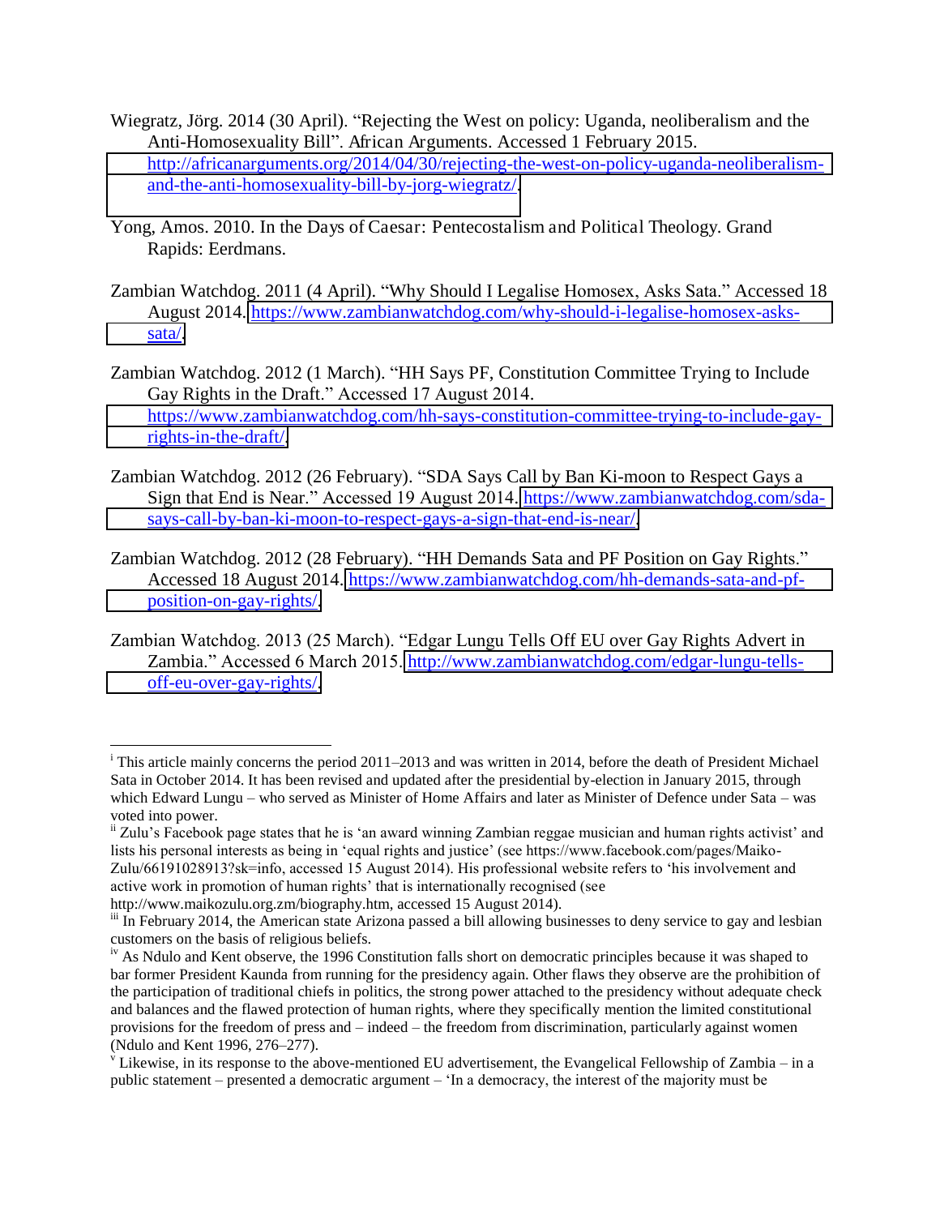Wiegratz, Jörg. 2014 (30 April). "Rejecting the West on policy: Uganda, neoliberalism and the Anti-Homosexuality Bill". African Arguments. Accessed 1 February 2015. http://africanarguments.org/2014/04/30/rejecting-the-west-on-policy-uganda-neoliberalism-and-the-anti-homosexuality-bill-by-jorg-wiegratz/.

Yong, Amos. 2010. In the Days of Caesar: Pentecostalism and Political Theology. Grand Rapids: Eerdmans.

Zambian Watchdog. 2011 (4 April). "Why Should I Legalise Homosex, Asks Sata." Accessed 18 August 2014. https://www.zambianwatchdog.com/why-should-i-legalise-homosex-asks-sata/.

Zambian Watchdog. 2012 (1 March). "HH Says PF, Constitution Committee Trying to Include Gay Rights in the Draft." Accessed 17 August 2014. https://www.zambianwatchdog.com/hh-says-constitution-committee-trying-to-include-gay-rights-in-the-draft/.

Zambian Watchdog. 2012 (26 February). "SDA Says Call by Ban Ki-moon to Respect Gays a Sign that End is Near." Accessed 19 August 2014. https://www.zambianwatchdog.com/sda-says-call-by-ban-ki-moon-to-respect-gays-a-sign-that-end-is-near/.

Zambian Watchdog. 2012 (28 February). "HH Demands Sata and PF Position on Gay Rights." Accessed 18 August 2014. https://www.zambianwatchdog.com/hh-demands-sata-and-pf-position-on-gay-rights/.

Zambian Watchdog. 2013 (25 March). "Edgar Lungu Tells Off EU over Gay Rights Advert in Zambia." Accessed 6 March 2015. http://www.zambianwatchdog.com/edgar-lungu-tells-off-eu-over-gay-rights/.

---

[i] This article mainly concerns the period 2011–2013 and was written in 2014, before the death of President Michael Sata in October 2014. It has been revised and updated after the presidential by-election in January 2015, through which Edward Lungu – who served as Minister of Home Affairs and later as Minister of Defence under Sata – was voted into power.

[ii] Zulu's Facebook page states that he is 'an award winning Zambian reggae musician and human rights activist' and lists his personal interests as being in 'equal rights and justice' (see https://www.facebook.com/pages/Maiko-Zulu/66191028913?sk=info, accessed 15 August 2014). His professional website refers to 'his involvement and active work in promotion of human rights' that is internationally recognised (see http://www.maikozulu.org.zm/biography.htm, accessed 15 August 2014).

[iii] In February 2014, the American state Arizona passed a bill allowing businesses to deny service to gay and lesbian customers on the basis of religious beliefs.

[iv] As Ndulo and Kent observe, the 1996 Constitution falls short on democratic principles because it was shaped to bar former President Kaunda from running for the presidency again. Other flaws they observe are the prohibition of the participation of traditional chiefs in politics, the strong power attached to the presidency without adequate check and balances and the flawed protection of human rights, where they specifically mention the limited constitutional provisions for the freedom of press and – indeed – the freedom from discrimination, particularly against women (Ndulo and Kent 1996, 276–277).

[v] Likewise, in its response to the above-mentioned EU advertisement, the Evangelical Fellowship of Zambia – in a public statement – presented a democratic argument – 'In a democracy, the interest of the majority must be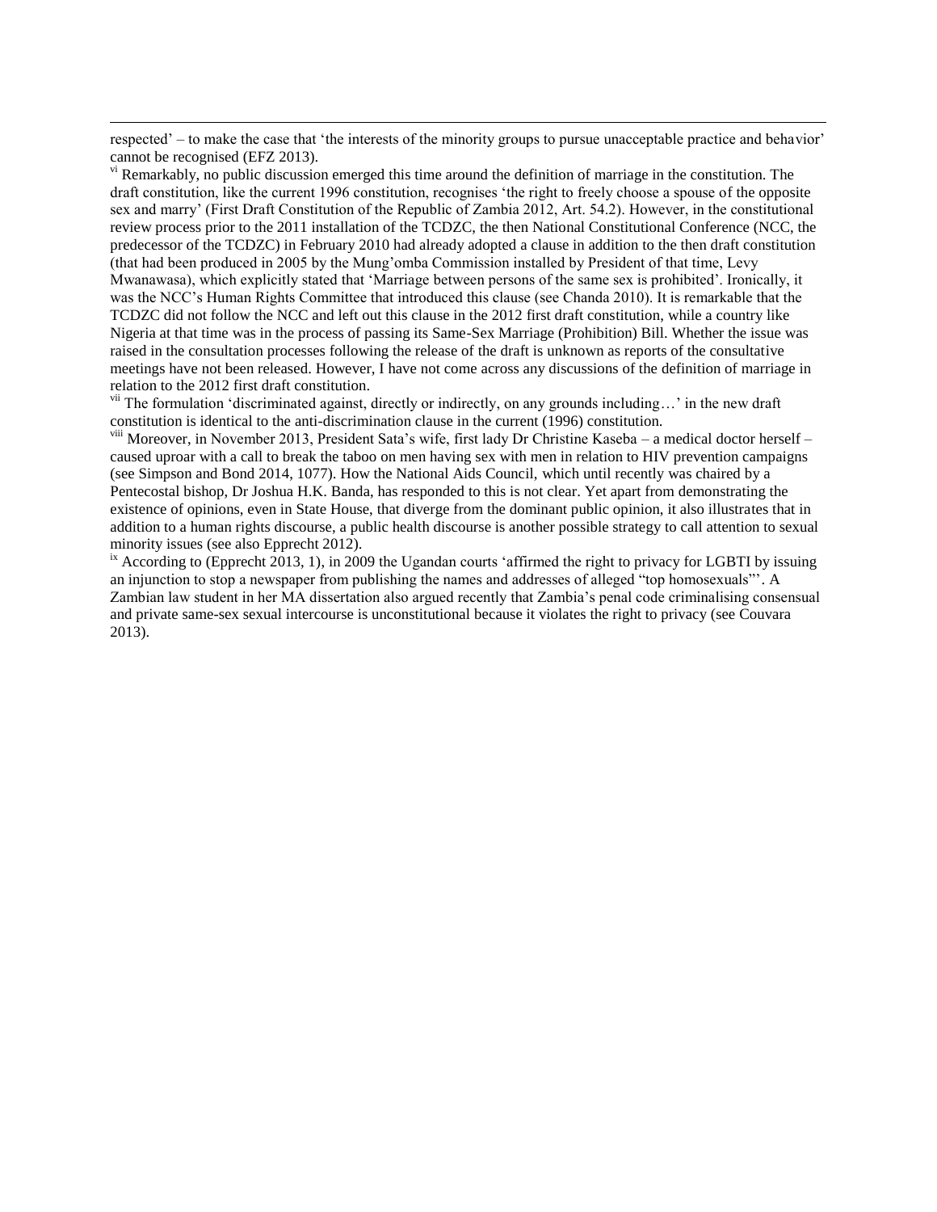respected' – to make the case that 'the interests of the minority groups to pursue unacceptable practice and behavior' cannot be recognised (EFZ 2013).

[vi] Remarkably, no public discussion emerged this time around the definition of marriage in the constitution. The draft constitution, like the current 1996 constitution, recognises 'the right to freely choose a spouse of the opposite sex and marry' (First Draft Constitution of the Republic of Zambia 2012, Art. 54.2). However, in the constitutional review process prior to the 2011 installation of the TCDZC, the then National Constitutional Conference (NCC, the predecessor of the TCDZC) in February 2010 had already adopted a clause in addition to the then draft constitution (that had been produced in 2005 by the Mung'omba Commission installed by President of that time, Levy Mwanawasa), which explicitly stated that 'Marriage between persons of the same sex is prohibited'. Ironically, it was the NCC's Human Rights Committee that introduced this clause (see Chanda 2010). It is remarkable that the TCDZC did not follow the NCC and left out this clause in the 2012 first draft constitution, while a country like Nigeria at that time was in the process of passing its Same-Sex Marriage (Prohibition) Bill. Whether the issue was raised in the consultation processes following the release of the draft is unknown as reports of the consultative meetings have not been released. However, I have not come across any discussions of the definition of marriage in relation to the 2012 first draft constitution.

[vii] The formulation 'discriminated against, directly or indirectly, on any grounds including…' in the new draft constitution is identical to the anti-discrimination clause in the current (1996) constitution.

[viii] Moreover, in November 2013, President Sata's wife, first lady Dr Christine Kaseba – a medical doctor herself – caused uproar with a call to break the taboo on men having sex with men in relation to HIV prevention campaigns (see Simpson and Bond 2014, 1077). How the National Aids Council, which until recently was chaired by a Pentecostal bishop, Dr Joshua H.K. Banda, has responded to this is not clear. Yet apart from demonstrating the existence of opinions, even in State House, that diverge from the dominant public opinion, it also illustrates that in addition to a human rights discourse, a public health discourse is another possible strategy to call attention to sexual minority issues (see also Epprecht 2012).

[ix] According to (Epprecht 2013, 1), in 2009 the Ugandan courts 'affirmed the right to privacy for LGBTI by issuing an injunction to stop a newspaper from publishing the names and addresses of alleged "top homosexuals"'. A Zambian law student in her MA dissertation also argued recently that Zambia's penal code criminalising consensual and private same-sex sexual intercourse is unconstitutional because it violates the right to privacy (see Couvara 2013).